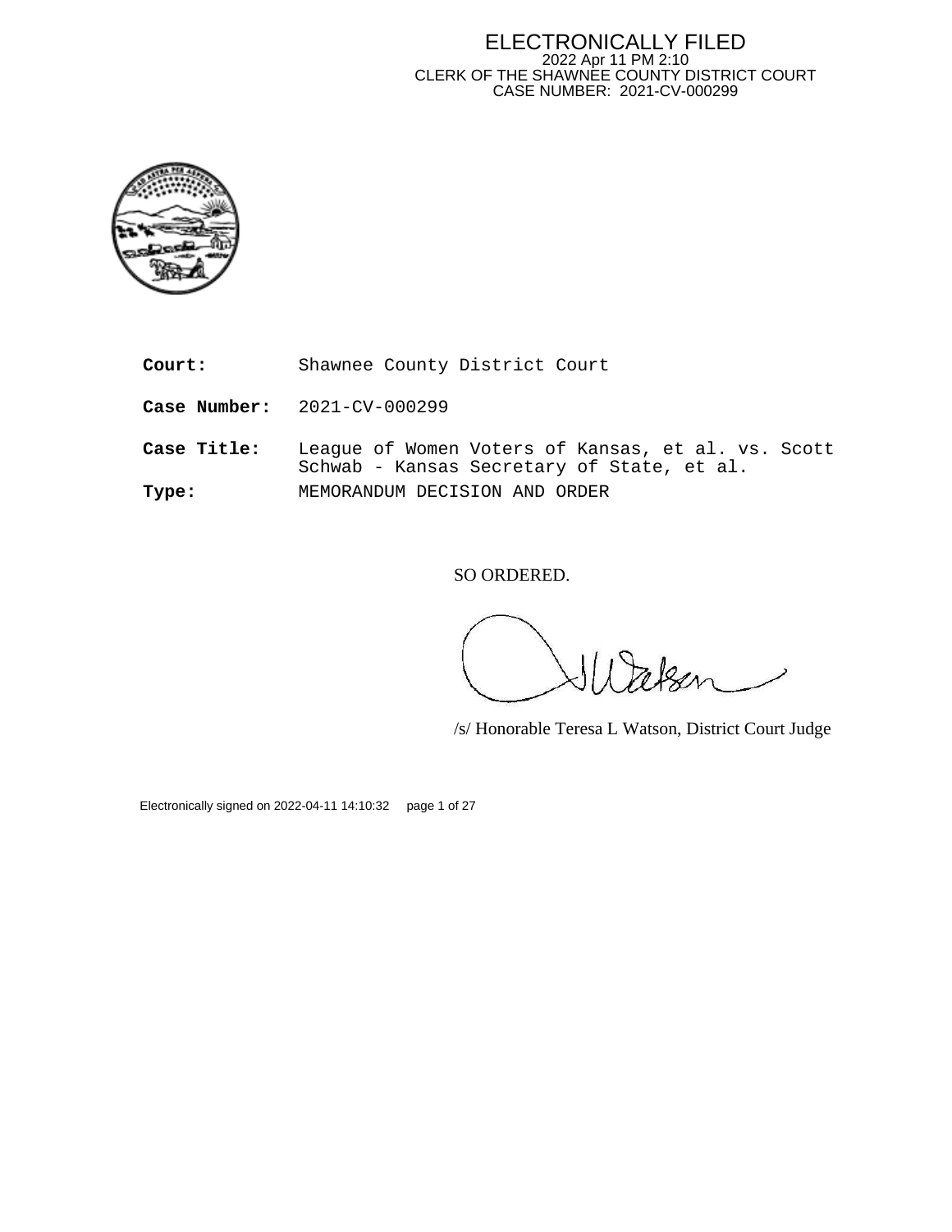ELECTRONICALLY FILED
2022 Apr 11 PM 2:10
CLERK OF THE SHAWNEE COUNTY DISTRICT COURT
CASE NUMBER: 2021-CV-000299

**Court:** Shawnee County District Court

**Case Number:** 2021-CV-000299

**Case Title:** League of Women Voters of Kansas, et al. vs. Scott Schwab - Kansas Secretary of State, et al.

**Type:** MEMORANDUM DECISION AND ORDER

SO ORDERED.

/s/ Honorable Teresa L Watson, District Court Judge

Electronically signed on 2022-04-11 14:10:32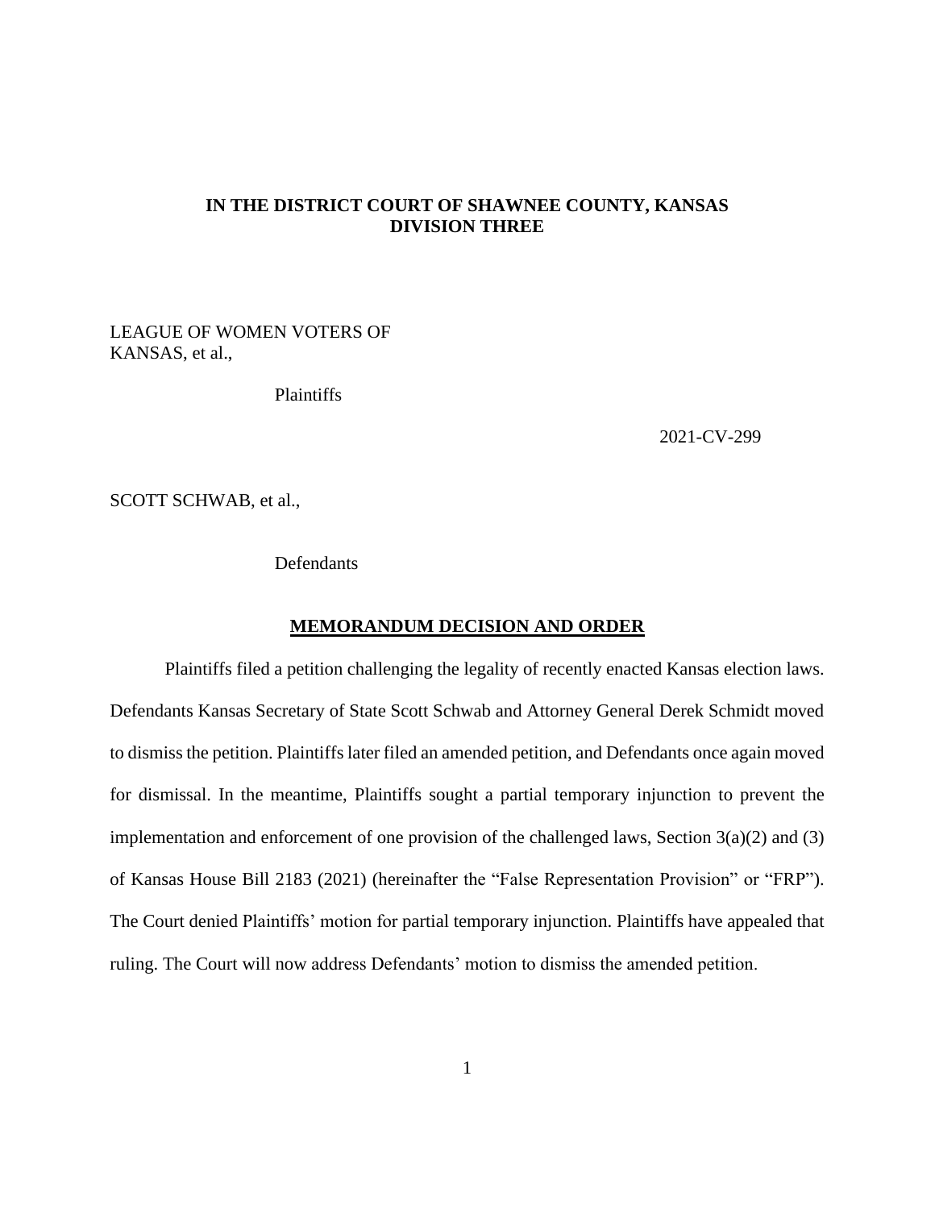**IN THE DISTRICT COURT OF SHAWNEE COUNTY, KANSAS**
**DIVISION THREE**

LEAGUE OF WOMEN VOTERS OF KANSAS, et al.,

Plaintiffs

2021-CV-299

SCOTT SCHWAB, et al.,

Defendants

## MEMORANDUM DECISION AND ORDER

Plaintiffs filed a petition challenging the legality of recently enacted Kansas election laws. Defendants Kansas Secretary of State Scott Schwab and Attorney General Derek Schmidt moved to dismiss the petition. Plaintiffs later filed an amended petition, and Defendants once again moved for dismissal. In the meantime, Plaintiffs sought a partial temporary injunction to prevent the implementation and enforcement of one provision of the challenged laws, Section 3(a)(2) and (3) of Kansas House Bill 2183 (2021) (hereinafter the "False Representation Provision" or "FRP"). The Court denied Plaintiffs' motion for partial temporary injunction. Plaintiffs have appealed that ruling. The Court will now address Defendants' motion to dismiss the amended petition.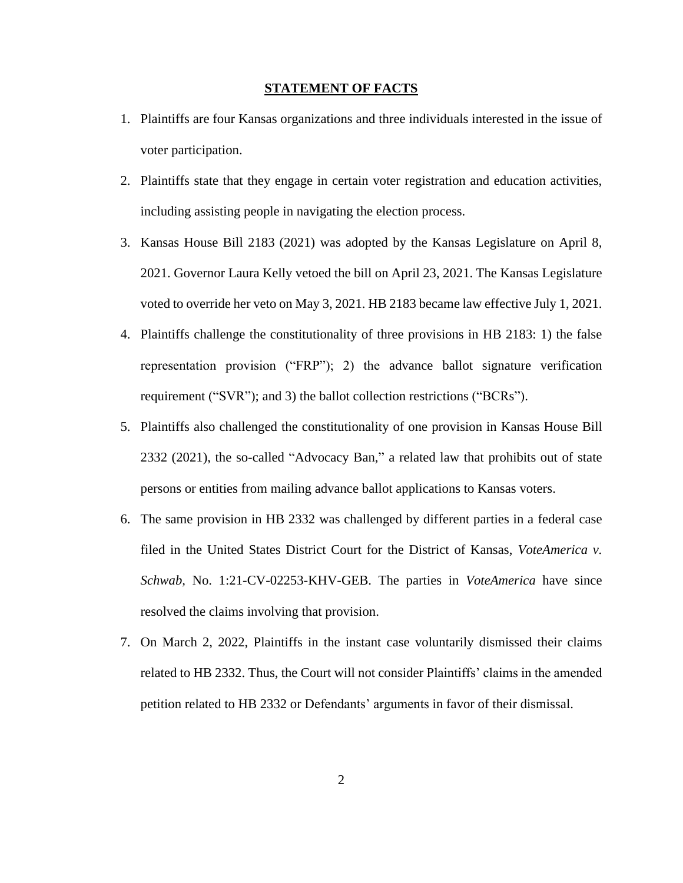## STATEMENT OF FACTS

1. Plaintiffs are four Kansas organizations and three individuals interested in the issue of voter participation.
2. Plaintiffs state that they engage in certain voter registration and education activities, including assisting people in navigating the election process.
3. Kansas House Bill 2183 (2021) was adopted by the Kansas Legislature on April 8, 2021. Governor Laura Kelly vetoed the bill on April 23, 2021. The Kansas Legislature voted to override her veto on May 3, 2021. HB 2183 became law effective July 1, 2021.
4. Plaintiffs challenge the constitutionality of three provisions in HB 2183: 1) the false representation provision ("FRP"); 2) the advance ballot signature verification requirement ("SVR"); and 3) the ballot collection restrictions ("BCRs").
5. Plaintiffs also challenged the constitutionality of one provision in Kansas House Bill 2332 (2021), the so-called "Advocacy Ban," a related law that prohibits out of state persons or entities from mailing advance ballot applications to Kansas voters.
6. The same provision in HB 2332 was challenged by different parties in a federal case filed in the United States District Court for the District of Kansas, *VoteAmerica v. Schwab*, No. 1:21-CV-02253-KHV-GEB. The parties in *VoteAmerica* have since resolved the claims involving that provision.
7. On March 2, 2022, Plaintiffs in the instant case voluntarily dismissed their claims related to HB 2332. Thus, the Court will not consider Plaintiffs' claims in the amended petition related to HB 2332 or Defendants' arguments in favor of their dismissal.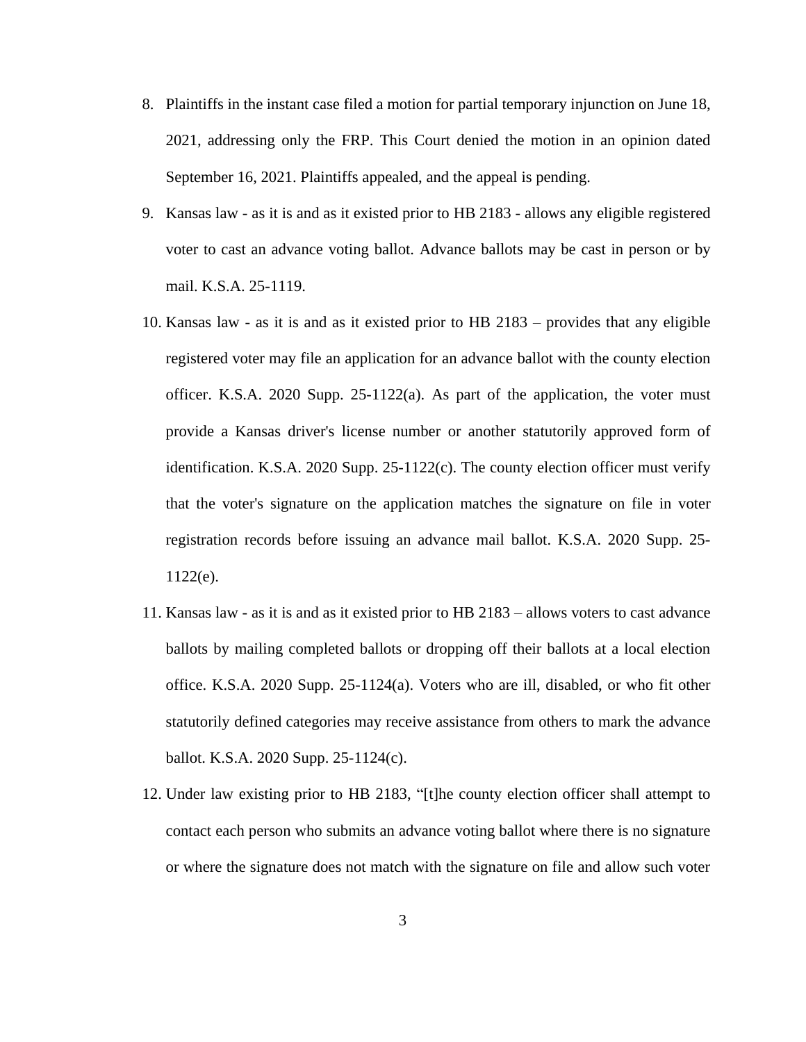8. Plaintiffs in the instant case filed a motion for partial temporary injunction on June 18, 2021, addressing only the FRP. This Court denied the motion in an opinion dated September 16, 2021. Plaintiffs appealed, and the appeal is pending.

9. Kansas law - as it is and as it existed prior to HB 2183 - allows any eligible registered voter to cast an advance voting ballot. Advance ballots may be cast in person or by mail. K.S.A. 25-1119.

10. Kansas law - as it is and as it existed prior to HB 2183 – provides that any eligible registered voter may file an application for an advance ballot with the county election officer. K.S.A. 2020 Supp. 25-1122(a). As part of the application, the voter must provide a Kansas driver's license number or another statutorily approved form of identification. K.S.A. 2020 Supp. 25-1122(c). The county election officer must verify that the voter's signature on the application matches the signature on file in voter registration records before issuing an advance mail ballot. K.S.A. 2020 Supp. 25-1122(e).

11. Kansas law - as it is and as it existed prior to HB 2183 – allows voters to cast advance ballots by mailing completed ballots or dropping off their ballots at a local election office. K.S.A. 2020 Supp. 25-1124(a). Voters who are ill, disabled, or who fit other statutorily defined categories may receive assistance from others to mark the advance ballot. K.S.A. 2020 Supp. 25-1124(c).

12. Under law existing prior to HB 2183, "[t]he county election officer shall attempt to contact each person who submits an advance voting ballot where there is no signature or where the signature does not match with the signature on file and allow such voter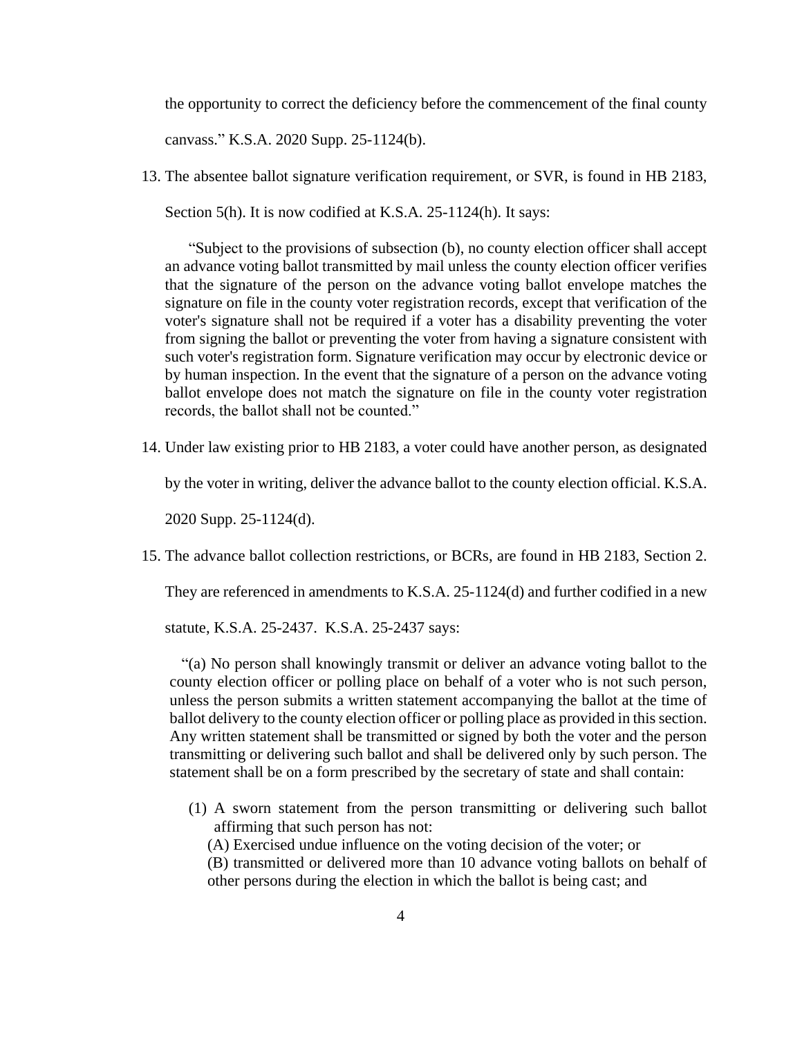the opportunity to correct the deficiency before the commencement of the final county canvass." K.S.A. 2020 Supp. 25-1124(b).

13. The absentee ballot signature verification requirement, or SVR, is found in HB 2183, Section 5(h). It is now codified at K.S.A. 25-1124(h). It says:

> "Subject to the provisions of subsection (b), no county election officer shall accept an advance voting ballot transmitted by mail unless the county election officer verifies that the signature of the person on the advance voting ballot envelope matches the signature on file in the county voter registration records, except that verification of the voter's signature shall not be required if a voter has a disability preventing the voter from signing the ballot or preventing the voter from having a signature consistent with such voter's registration form. Signature verification may occur by electronic device or by human inspection. In the event that the signature of a person on the advance voting ballot envelope does not match the signature on file in the county voter registration records, the ballot shall not be counted."

14. Under law existing prior to HB 2183, a voter could have another person, as designated by the voter in writing, deliver the advance ballot to the county election official. K.S.A. 2020 Supp. 25-1124(d).

15. The advance ballot collection restrictions, or BCRs, are found in HB 2183, Section 2. They are referenced in amendments to K.S.A. 25-1124(d) and further codified in a new statute, K.S.A. 25-2437. K.S.A. 25-2437 says:

> "(a) No person shall knowingly transmit or deliver an advance voting ballot to the county election officer or polling place on behalf of a voter who is not such person, unless the person submits a written statement accompanying the ballot at the time of ballot delivery to the county election officer or polling place as provided in this section. Any written statement shall be transmitted or signed by both the voter and the person transmitting or delivering such ballot and shall be delivered only by such person. The statement shall be on a form prescribed by the secretary of state and shall contain:
>
> (1) A sworn statement from the person transmitting or delivering such ballot affirming that such person has not:
>
> (A) Exercised undue influence on the voting decision of the voter; or
>
> (B) transmitted or delivered more than 10 advance voting ballots on behalf of other persons during the election in which the ballot is being cast; and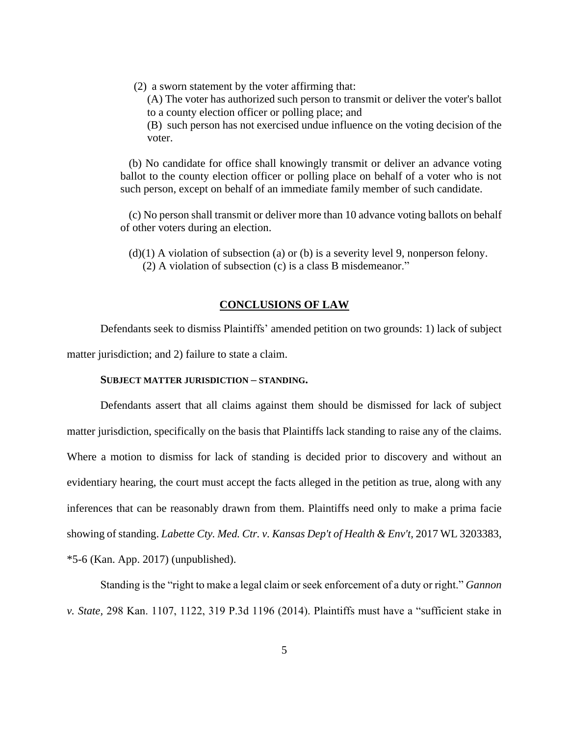(2) a sworn statement by the voter affirming that:

(A) The voter has authorized such person to transmit or deliver the voter's ballot to a county election officer or polling place; and

(B) such person has not exercised undue influence on the voting decision of the voter.

(b) No candidate for office shall knowingly transmit or deliver an advance voting ballot to the county election officer or polling place on behalf of a voter who is not such person, except on behalf of an immediate family member of such candidate.

(c) No person shall transmit or deliver more than 10 advance voting ballots on behalf of other voters during an election.

(d)(1) A violation of subsection (a) or (b) is a severity level 9, nonperson felony.

(2) A violation of subsection (c) is a class B misdemeanor."

## CONCLUSIONS OF LAW

Defendants seek to dismiss Plaintiffs' amended petition on two grounds: 1) lack of subject matter jurisdiction; and 2) failure to state a claim.

### SUBJECT MATTER JURISDICTION – STANDING.

Defendants assert that all claims against them should be dismissed for lack of subject matter jurisdiction, specifically on the basis that Plaintiffs lack standing to raise any of the claims. Where a motion to dismiss for lack of standing is decided prior to discovery and without an evidentiary hearing, the court must accept the facts alleged in the petition as true, along with any inferences that can be reasonably drawn from them. Plaintiffs need only to make a prima facie showing of standing. *Labette Cty. Med. Ctr. v. Kansas Dep't of Health & Env't*, 2017 WL 3203383, *5-6 (Kan. App. 2017) (unpublished).

Standing is the "right to make a legal claim or seek enforcement of a duty or right." *Gannon v. State,* 298 Kan. 1107, 1122, 319 P.3d 1196 (2014). Plaintiffs must have a "sufficient stake in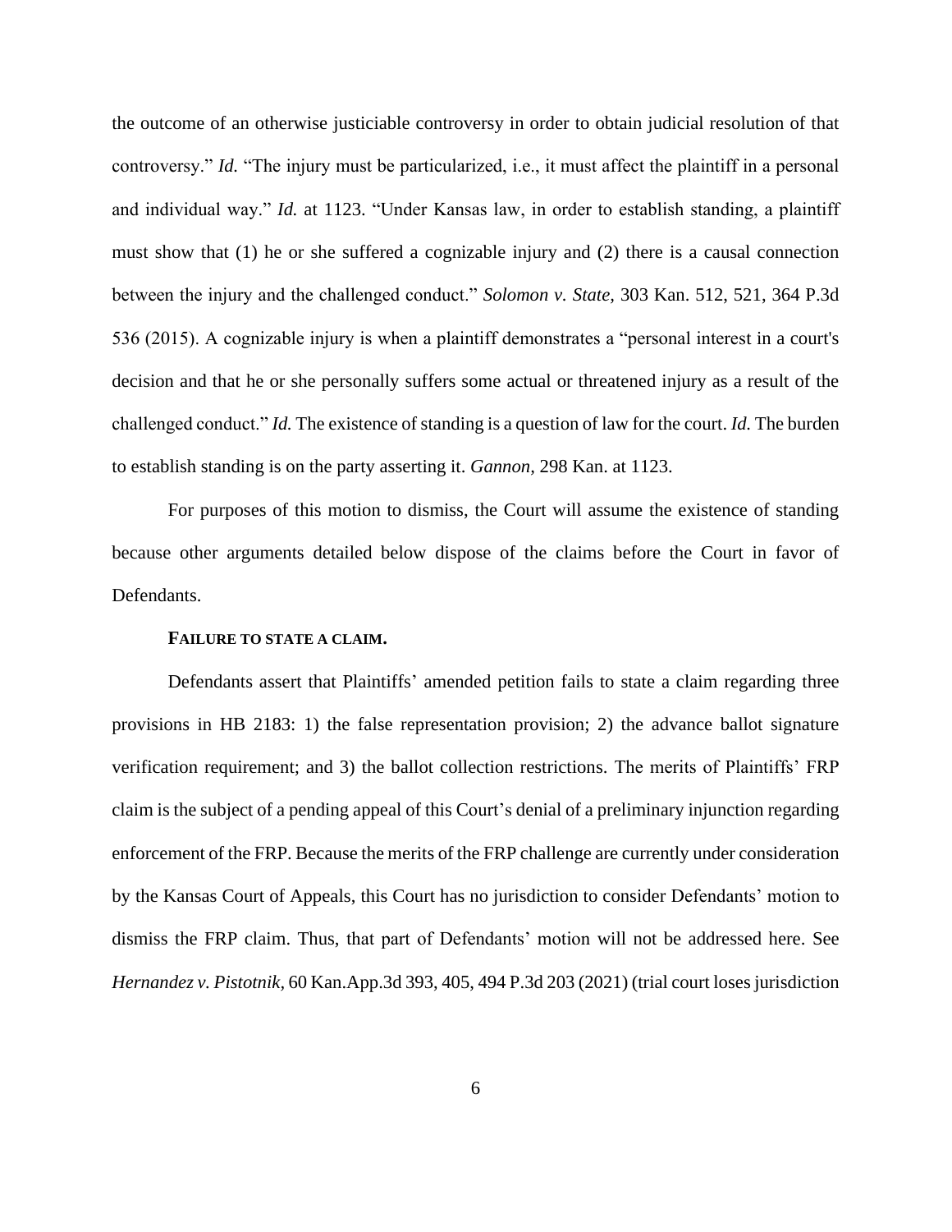the outcome of an otherwise justiciable controversy in order to obtain judicial resolution of that controversy." *Id.* "The injury must be particularized, i.e., it must affect the plaintiff in a personal and individual way." *Id.* at 1123. "Under Kansas law, in order to establish standing, a plaintiff must show that (1) he or she suffered a cognizable injury and (2) there is a causal connection between the injury and the challenged conduct." *Solomon v. State*, 303 Kan. 512, 521, 364 P.3d 536 (2015). A cognizable injury is when a plaintiff demonstrates a "personal interest in a court's decision and that he or she personally suffers some actual or threatened injury as a result of the challenged conduct." *Id.* The existence of standing is a question of law for the court. *Id.* The burden to establish standing is on the party asserting it. *Gannon*, 298 Kan. at 1123.

For purposes of this motion to dismiss, the Court will assume the existence of standing because other arguments detailed below dispose of the claims before the Court in favor of Defendants.

**FAILURE TO STATE A CLAIM.**

Defendants assert that Plaintiffs' amended petition fails to state a claim regarding three provisions in HB 2183: 1) the false representation provision; 2) the advance ballot signature verification requirement; and 3) the ballot collection restrictions. The merits of Plaintiffs' FRP claim is the subject of a pending appeal of this Court's denial of a preliminary injunction regarding enforcement of the FRP. Because the merits of the FRP challenge are currently under consideration by the Kansas Court of Appeals, this Court has no jurisdiction to consider Defendants' motion to dismiss the FRP claim. Thus, that part of Defendants' motion will not be addressed here. See *Hernandez v. Pistotnik*, 60 Kan.App.3d 393, 405, 494 P.3d 203 (2021) (trial court loses jurisdiction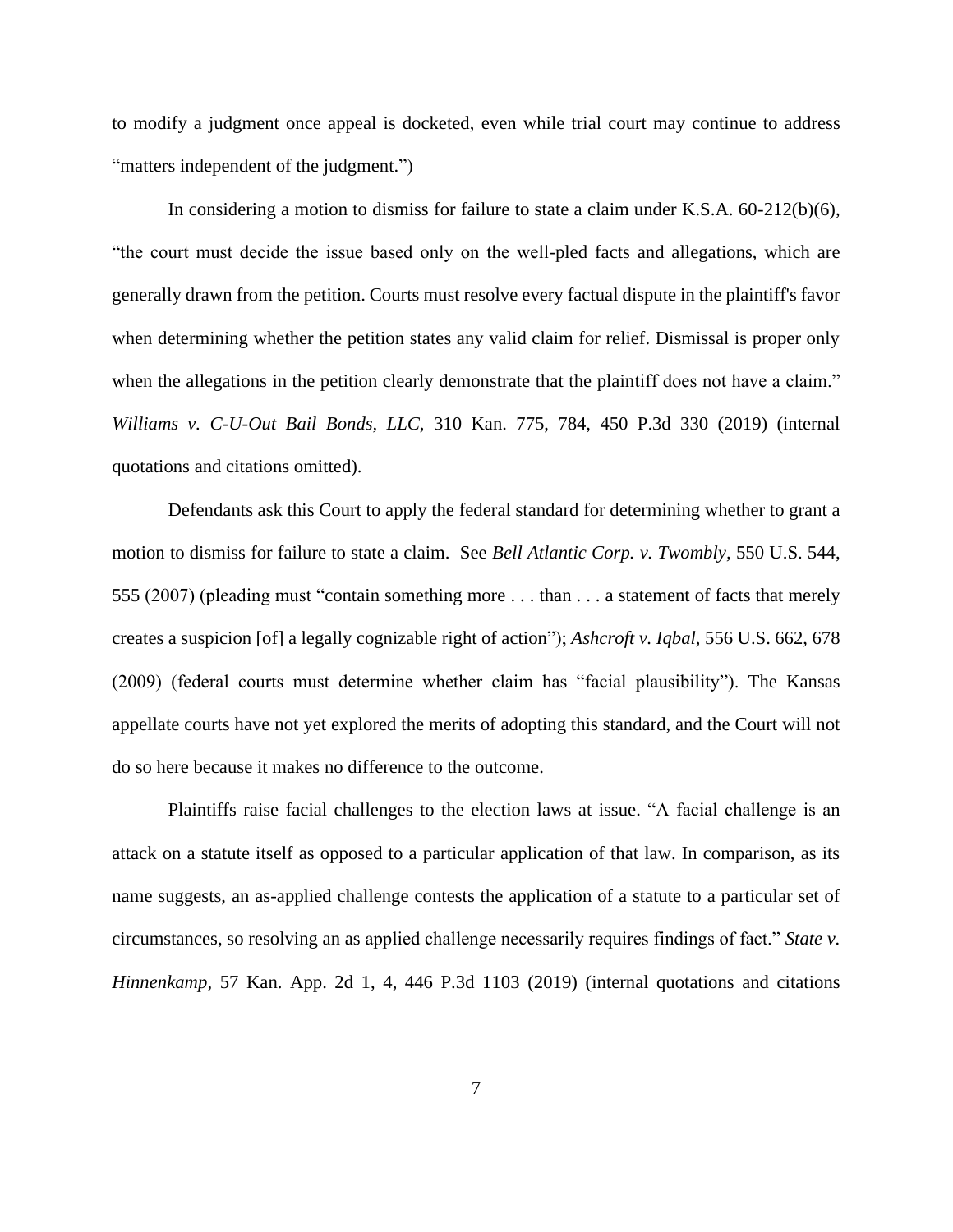to modify a judgment once appeal is docketed, even while trial court may continue to address "matters independent of the judgment.")

In considering a motion to dismiss for failure to state a claim under K.S.A. 60-212(b)(6), "the court must decide the issue based only on the well-pled facts and allegations, which are generally drawn from the petition. Courts must resolve every factual dispute in the plaintiff's favor when determining whether the petition states any valid claim for relief. Dismissal is proper only when the allegations in the petition clearly demonstrate that the plaintiff does not have a claim." *Williams v. C-U-Out Bail Bonds, LLC,* 310 Kan. 775, 784, 450 P.3d 330 (2019) (internal quotations and citations omitted).

Defendants ask this Court to apply the federal standard for determining whether to grant a motion to dismiss for failure to state a claim. See *Bell Atlantic Corp. v. Twombly,* 550 U.S. 544, 555 (2007) (pleading must "contain something more . . . than . . . a statement of facts that merely creates a suspicion [of] a legally cognizable right of action"); *Ashcroft v. Iqbal,* 556 U.S. 662, 678 (2009) (federal courts must determine whether claim has "facial plausibility"). The Kansas appellate courts have not yet explored the merits of adopting this standard, and the Court will not do so here because it makes no difference to the outcome.

Plaintiffs raise facial challenges to the election laws at issue. "A facial challenge is an attack on a statute itself as opposed to a particular application of that law. In comparison, as its name suggests, an as-applied challenge contests the application of a statute to a particular set of circumstances, so resolving an as applied challenge necessarily requires findings of fact." *State v. Hinnenkamp,* 57 Kan. App. 2d 1, 4, 446 P.3d 1103 (2019) (internal quotations and citations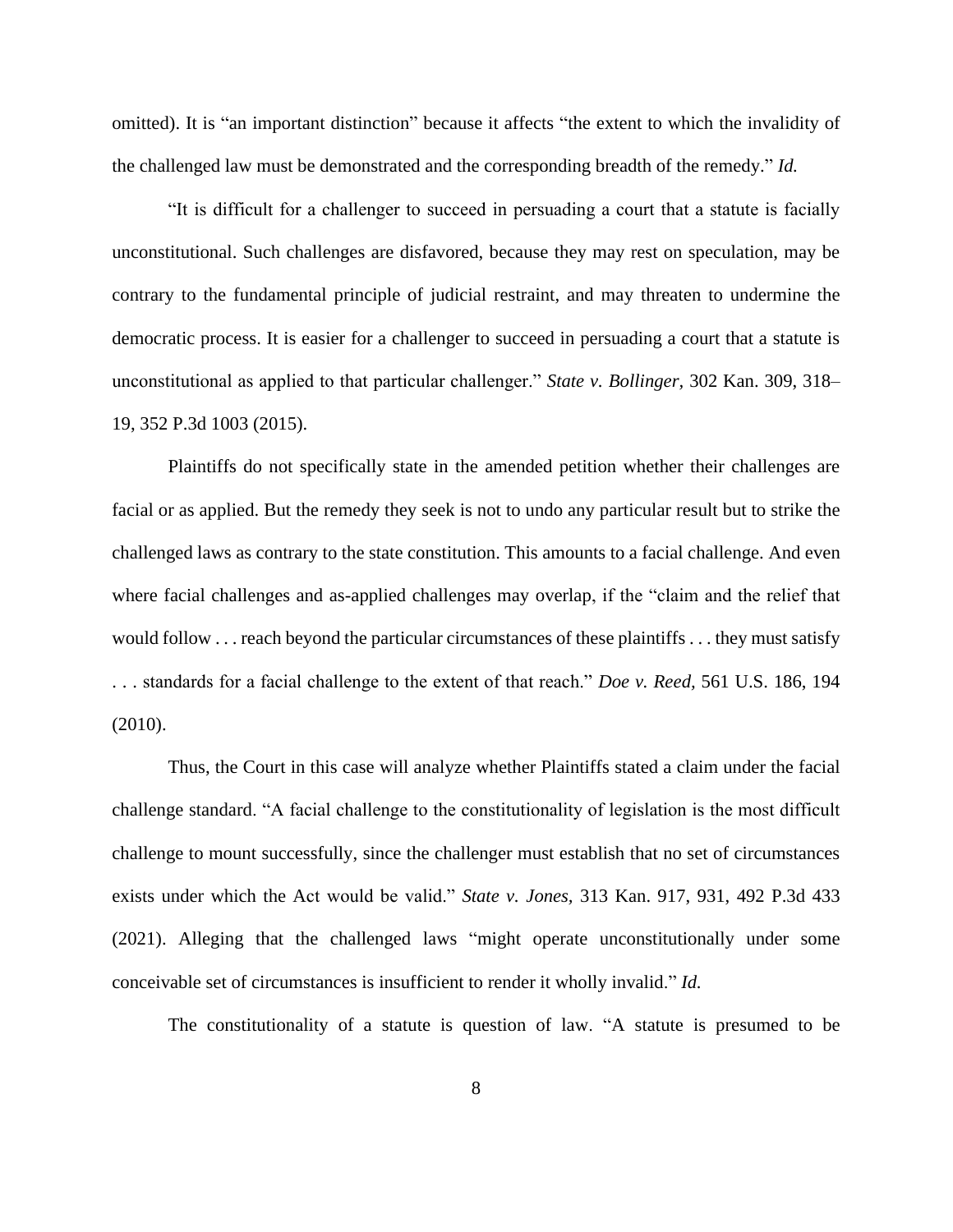omitted). It is "an important distinction" because it affects "the extent to which the invalidity of the challenged law must be demonstrated and the corresponding breadth of the remedy." *Id.*

"It is difficult for a challenger to succeed in persuading a court that a statute is facially unconstitutional. Such challenges are disfavored, because they may rest on speculation, may be contrary to the fundamental principle of judicial restraint, and may threaten to undermine the democratic process. It is easier for a challenger to succeed in persuading a court that a statute is unconstitutional as applied to that particular challenger." *State v. Bollinger*, 302 Kan. 309, 318–19, 352 P.3d 1003 (2015).

Plaintiffs do not specifically state in the amended petition whether their challenges are facial or as applied. But the remedy they seek is not to undo any particular result but to strike the challenged laws as contrary to the state constitution. This amounts to a facial challenge. And even where facial challenges and as-applied challenges may overlap, if the "claim and the relief that would follow . . . reach beyond the particular circumstances of these plaintiffs . . . they must satisfy . . . standards for a facial challenge to the extent of that reach." *Doe v. Reed*, 561 U.S. 186, 194 (2010).

Thus, the Court in this case will analyze whether Plaintiffs stated a claim under the facial challenge standard. "A facial challenge to the constitutionality of legislation is the most difficult challenge to mount successfully, since the challenger must establish that no set of circumstances exists under which the Act would be valid." *State v. Jones*, 313 Kan. 917, 931, 492 P.3d 433 (2021). Alleging that the challenged laws "might operate unconstitutionally under some conceivable set of circumstances is insufficient to render it wholly invalid." *Id.*

The constitutionality of a statute is question of law. "A statute is presumed to be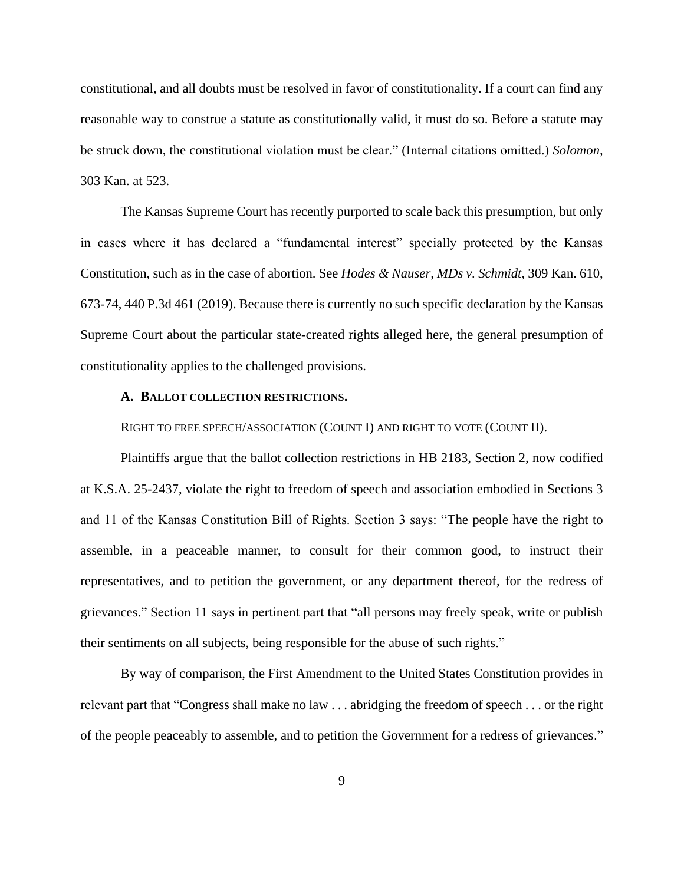constitutional, and all doubts must be resolved in favor of constitutionality. If a court can find any reasonable way to construe a statute as constitutionally valid, it must do so. Before a statute may be struck down, the constitutional violation must be clear." (Internal citations omitted.) *Solomon*, 303 Kan. at 523.

The Kansas Supreme Court has recently purported to scale back this presumption, but only in cases where it has declared a "fundamental interest" specially protected by the Kansas Constitution, such as in the case of abortion. See *Hodes & Nauser, MDs v. Schmidt*, 309 Kan. 610, 673-74, 440 P.3d 461 (2019). Because there is currently no such specific declaration by the Kansas Supreme Court about the particular state-created rights alleged here, the general presumption of constitutionality applies to the challenged provisions.

### A. BALLOT COLLECTION RESTRICTIONS.

RIGHT TO FREE SPEECH/ASSOCIATION (COUNT I) AND RIGHT TO VOTE (COUNT II).

Plaintiffs argue that the ballot collection restrictions in HB 2183, Section 2, now codified at K.S.A. 25-2437, violate the right to freedom of speech and association embodied in Sections 3 and 11 of the Kansas Constitution Bill of Rights. Section 3 says: "The people have the right to assemble, in a peaceable manner, to consult for their common good, to instruct their representatives, and to petition the government, or any department thereof, for the redress of grievances." Section 11 says in pertinent part that "all persons may freely speak, write or publish their sentiments on all subjects, being responsible for the abuse of such rights."

By way of comparison, the First Amendment to the United States Constitution provides in relevant part that "Congress shall make no law . . . abridging the freedom of speech . . . or the right of the people peaceably to assemble, and to petition the Government for a redress of grievances."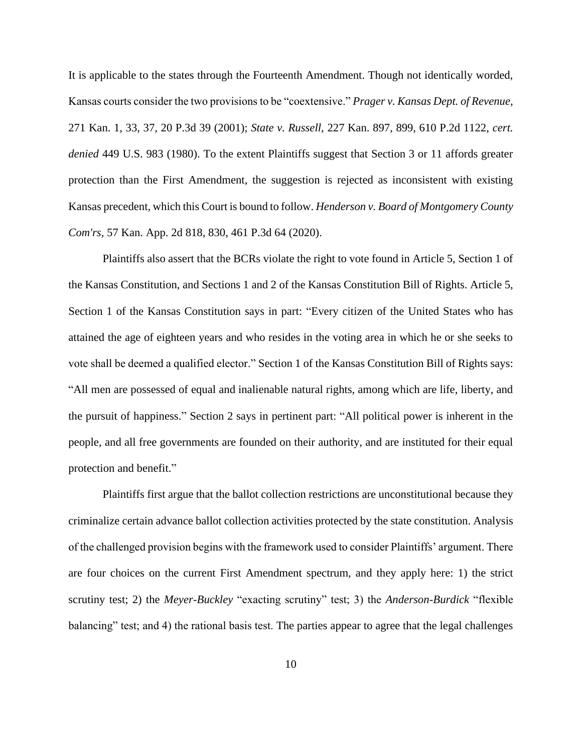It is applicable to the states through the Fourteenth Amendment. Though not identically worded, Kansas courts consider the two provisions to be "coextensive." *Prager v. Kansas Dept. of Revenue*, 271 Kan. 1, 33, 37, 20 P.3d 39 (2001); *State v. Russell*, 227 Kan. 897, 899, 610 P.2d 1122, *cert. denied* 449 U.S. 983 (1980). To the extent Plaintiffs suggest that Section 3 or 11 affords greater protection than the First Amendment, the suggestion is rejected as inconsistent with existing Kansas precedent, which this Court is bound to follow. *Henderson v. Board of Montgomery County Com'rs*, 57 Kan. App. 2d 818, 830, 461 P.3d 64 (2020).

Plaintiffs also assert that the BCRs violate the right to vote found in Article 5, Section 1 of the Kansas Constitution, and Sections 1 and 2 of the Kansas Constitution Bill of Rights. Article 5, Section 1 of the Kansas Constitution says in part: "Every citizen of the United States who has attained the age of eighteen years and who resides in the voting area in which he or she seeks to vote shall be deemed a qualified elector." Section 1 of the Kansas Constitution Bill of Rights says: "All men are possessed of equal and inalienable natural rights, among which are life, liberty, and the pursuit of happiness." Section 2 says in pertinent part: "All political power is inherent in the people, and all free governments are founded on their authority, and are instituted for their equal protection and benefit."

Plaintiffs first argue that the ballot collection restrictions are unconstitutional because they criminalize certain advance ballot collection activities protected by the state constitution. Analysis of the challenged provision begins with the framework used to consider Plaintiffs' argument. There are four choices on the current First Amendment spectrum, and they apply here: 1) the strict scrutiny test; 2) the *Meyer-Buckley* "exacting scrutiny" test; 3) the *Anderson-Burdick* "flexible balancing" test; and 4) the rational basis test. The parties appear to agree that the legal challenges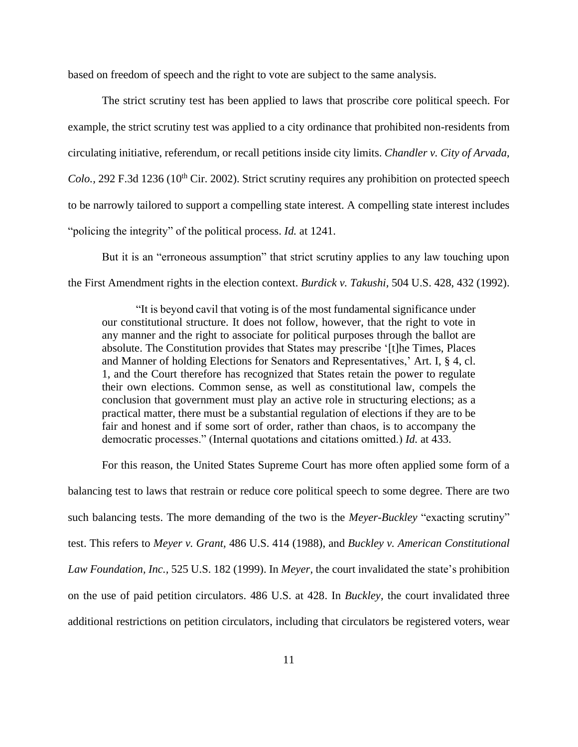based on freedom of speech and the right to vote are subject to the same analysis.

The strict scrutiny test has been applied to laws that proscribe core political speech. For example, the strict scrutiny test was applied to a city ordinance that prohibited non-residents from circulating initiative, referendum, or recall petitions inside city limits. *Chandler v. City of Arvada, Colo.,* 292 F.3d 1236 (10th Cir. 2002). Strict scrutiny requires any prohibition on protected speech to be narrowly tailored to support a compelling state interest. A compelling state interest includes "policing the integrity" of the political process. *Id.* at 1241.

But it is an "erroneous assumption" that strict scrutiny applies to any law touching upon the First Amendment rights in the election context. *Burdick v. Takushi,* 504 U.S. 428, 432 (1992).

> "It is beyond cavil that voting is of the most fundamental significance under our constitutional structure. It does not follow, however, that the right to vote in any manner and the right to associate for political purposes through the ballot are absolute. The Constitution provides that States may prescribe '[t]he Times, Places and Manner of holding Elections for Senators and Representatives,' Art. I, § 4, cl. 1, and the Court therefore has recognized that States retain the power to regulate their own elections. Common sense, as well as constitutional law, compels the conclusion that government must play an active role in structuring elections; as a practical matter, there must be a substantial regulation of elections if they are to be fair and honest and if some sort of order, rather than chaos, is to accompany the democratic processes." (Internal quotations and citations omitted.) *Id.* at 433.

For this reason, the United States Supreme Court has more often applied some form of a balancing test to laws that restrain or reduce core political speech to some degree. There are two such balancing tests. The more demanding of the two is the *Meyer-Buckley* "exacting scrutiny" test. This refers to *Meyer v. Grant,* 486 U.S. 414 (1988), and *Buckley v. American Constitutional Law Foundation, Inc.,* 525 U.S. 182 (1999). In *Meyer,* the court invalidated the state's prohibition on the use of paid petition circulators. 486 U.S. at 428. In *Buckley,* the court invalidated three additional restrictions on petition circulators, including that circulators be registered voters, wear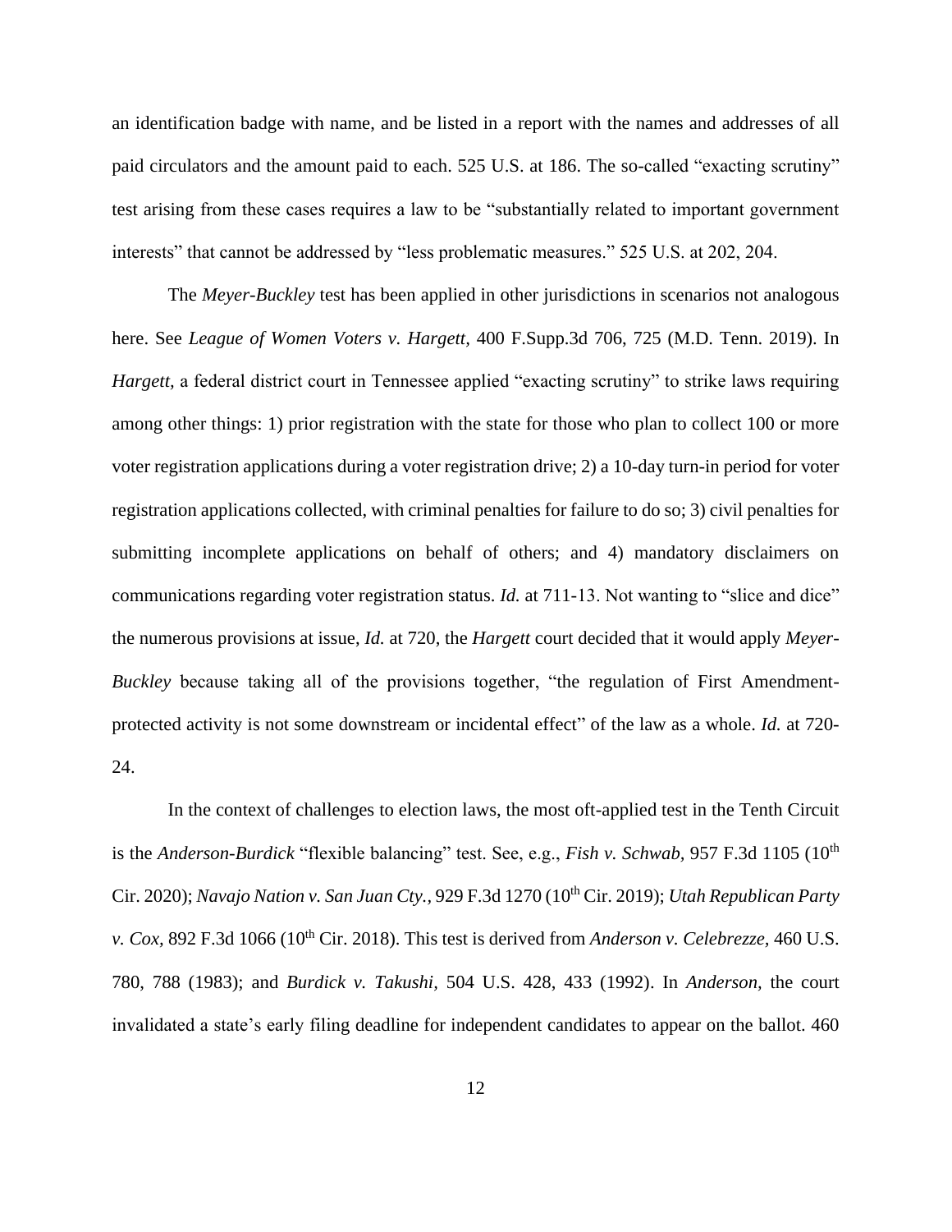an identification badge with name, and be listed in a report with the names and addresses of all paid circulators and the amount paid to each. 525 U.S. at 186. The so-called "exacting scrutiny" test arising from these cases requires a law to be "substantially related to important government interests" that cannot be addressed by "less problematic measures." 525 U.S. at 202, 204.

The *Meyer-Buckley* test has been applied in other jurisdictions in scenarios not analogous here. See *League of Women Voters v. Hargett,* 400 F.Supp.3d 706, 725 (M.D. Tenn. 2019). In *Hargett,* a federal district court in Tennessee applied "exacting scrutiny" to strike laws requiring among other things: 1) prior registration with the state for those who plan to collect 100 or more voter registration applications during a voter registration drive; 2) a 10-day turn-in period for voter registration applications collected, with criminal penalties for failure to do so; 3) civil penalties for submitting incomplete applications on behalf of others; and 4) mandatory disclaimers on communications regarding voter registration status. *Id.* at 711-13. Not wanting to "slice and dice" the numerous provisions at issue, *Id.* at 720, the *Hargett* court decided that it would apply *Meyer-Buckley* because taking all of the provisions together, "the regulation of First Amendment-protected activity is not some downstream or incidental effect" of the law as a whole. *Id.* at 720-24.

In the context of challenges to election laws, the most oft-applied test in the Tenth Circuit is the *Anderson-Burdick* "flexible balancing" test. See, e.g., *Fish v. Schwab,* 957 F.3d 1105 (10th Cir. 2020); *Navajo Nation v. San Juan Cty.,* 929 F.3d 1270 (10th Cir. 2019); *Utah Republican Party v. Cox,* 892 F.3d 1066 (10th Cir. 2018). This test is derived from *Anderson v. Celebrezze,* 460 U.S. 780, 788 (1983); and *Burdick v. Takushi*, 504 U.S. 428, 433 (1992). In *Anderson,* the court invalidated a state's early filing deadline for independent candidates to appear on the ballot. 460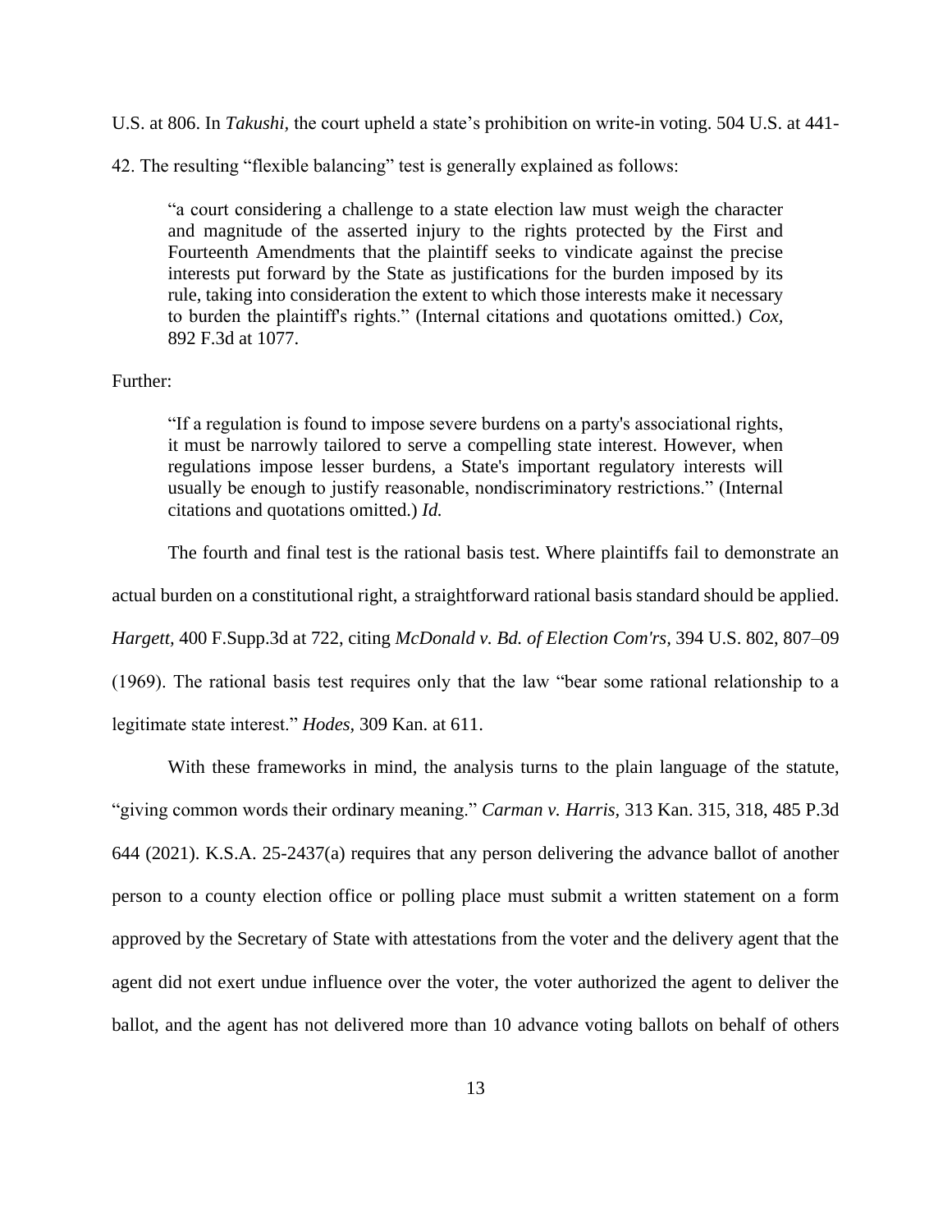U.S. at 806. In *Takushi*, the court upheld a state's prohibition on write-in voting. 504 U.S. at 441-42. The resulting "flexible balancing" test is generally explained as follows:

> "a court considering a challenge to a state election law must weigh the character and magnitude of the asserted injury to the rights protected by the First and Fourteenth Amendments that the plaintiff seeks to vindicate against the precise interests put forward by the State as justifications for the burden imposed by its rule, taking into consideration the extent to which those interests make it necessary to burden the plaintiff's rights." (Internal citations and quotations omitted.) *Cox*, 892 F.3d at 1077.

Further:

> "If a regulation is found to impose severe burdens on a party's associational rights, it must be narrowly tailored to serve a compelling state interest. However, when regulations impose lesser burdens, a State's important regulatory interests will usually be enough to justify reasonable, nondiscriminatory restrictions." (Internal citations and quotations omitted.) *Id.*

The fourth and final test is the rational basis test. Where plaintiffs fail to demonstrate an actual burden on a constitutional right, a straightforward rational basis standard should be applied. *Hargett*, 400 F.Supp.3d at 722, citing *McDonald v. Bd. of Election Com'rs*, 394 U.S. 802, 807–09 (1969). The rational basis test requires only that the law "bear some rational relationship to a legitimate state interest." *Hodes*, 309 Kan. at 611.

With these frameworks in mind, the analysis turns to the plain language of the statute, "giving common words their ordinary meaning." *Carman v. Harris*, 313 Kan. 315, 318, 485 P.3d 644 (2021). K.S.A. 25-2437(a) requires that any person delivering the advance ballot of another person to a county election office or polling place must submit a written statement on a form approved by the Secretary of State with attestations from the voter and the delivery agent that the agent did not exert undue influence over the voter, the voter authorized the agent to deliver the ballot, and the agent has not delivered more than 10 advance voting ballots on behalf of others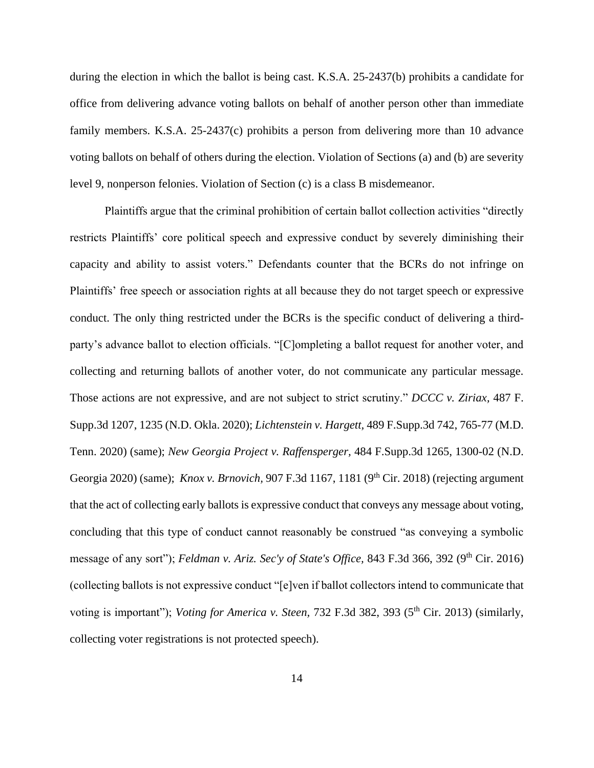during the election in which the ballot is being cast. K.S.A. 25-2437(b) prohibits a candidate for office from delivering advance voting ballots on behalf of another person other than immediate family members. K.S.A. 25-2437(c) prohibits a person from delivering more than 10 advance voting ballots on behalf of others during the election. Violation of Sections (a) and (b) are severity level 9, nonperson felonies. Violation of Section (c) is a class B misdemeanor.

Plaintiffs argue that the criminal prohibition of certain ballot collection activities "directly restricts Plaintiffs' core political speech and expressive conduct by severely diminishing their capacity and ability to assist voters." Defendants counter that the BCRs do not infringe on Plaintiffs' free speech or association rights at all because they do not target speech or expressive conduct. The only thing restricted under the BCRs is the specific conduct of delivering a third-party's advance ballot to election officials. "[C]ompleting a ballot request for another voter, and collecting and returning ballots of another voter, do not communicate any particular message. Those actions are not expressive, and are not subject to strict scrutiny." *DCCC v. Ziriax,* 487 F. Supp.3d 1207, 1235 (N.D. Okla. 2020); *Lichtenstein v. Hargett,* 489 F.Supp.3d 742, 765-77 (M.D. Tenn. 2020) (same); *New Georgia Project v. Raffensperger*, 484 F.Supp.3d 1265, 1300-02 (N.D. Georgia 2020) (same); *Knox v. Brnovich,* 907 F.3d 1167, 1181 (9th Cir. 2018) (rejecting argument that the act of collecting early ballots is expressive conduct that conveys any message about voting, concluding that this type of conduct cannot reasonably be construed "as conveying a symbolic message of any sort"); *Feldman v. Ariz. Sec'y of State's Office,* 843 F.3d 366, 392 (9th Cir. 2016) (collecting ballots is not expressive conduct "[e]ven if ballot collectors intend to communicate that voting is important"); *Voting for America v. Steen*, 732 F.3d 382, 393 (5th Cir. 2013) (similarly, collecting voter registrations is not protected speech).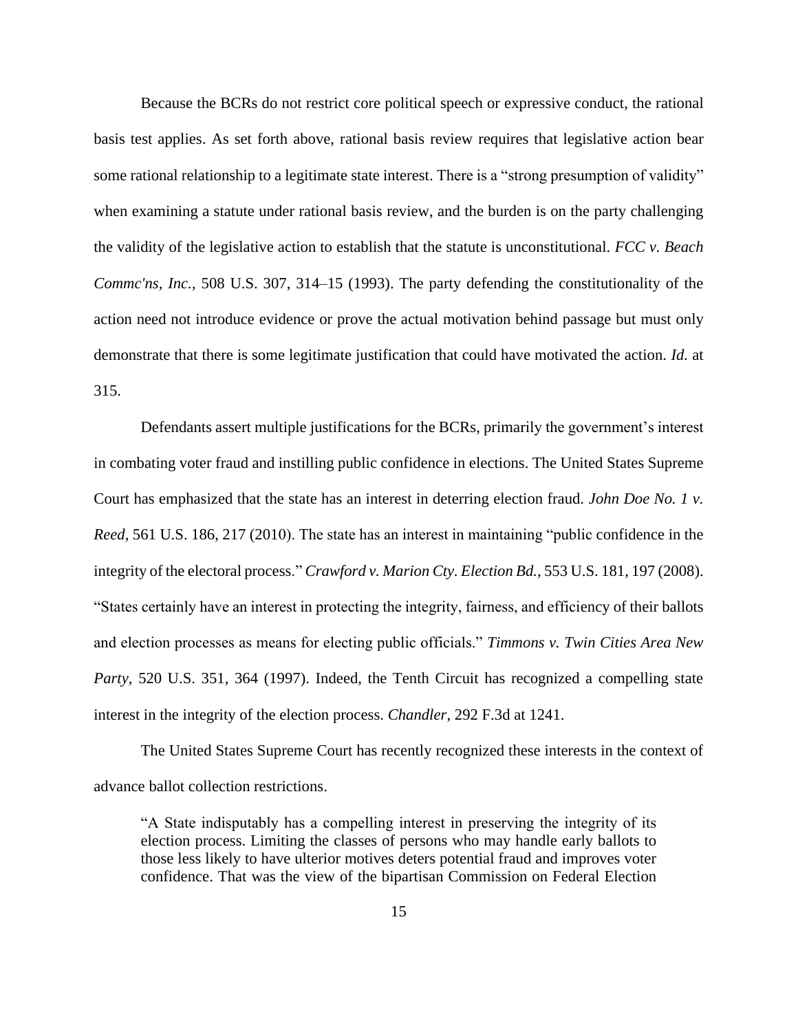Because the BCRs do not restrict core political speech or expressive conduct, the rational basis test applies. As set forth above, rational basis review requires that legislative action bear some rational relationship to a legitimate state interest. There is a "strong presumption of validity" when examining a statute under rational basis review, and the burden is on the party challenging the validity of the legislative action to establish that the statute is unconstitutional. *FCC v. Beach Commc'ns, Inc.*, 508 U.S. 307, 314–15 (1993). The party defending the constitutionality of the action need not introduce evidence or prove the actual motivation behind passage but must only demonstrate that there is some legitimate justification that could have motivated the action. *Id.* at 315.

Defendants assert multiple justifications for the BCRs, primarily the government's interest in combating voter fraud and instilling public confidence in elections. The United States Supreme Court has emphasized that the state has an interest in deterring election fraud. *John Doe No. 1 v. Reed*, 561 U.S. 186, 217 (2010). The state has an interest in maintaining "public confidence in the integrity of the electoral process." *Crawford v. Marion Cty. Election Bd.*, 553 U.S. 181, 197 (2008). "States certainly have an interest in protecting the integrity, fairness, and efficiency of their ballots and election processes as means for electing public officials." *Timmons v. Twin Cities Area New Party*, 520 U.S. 351, 364 (1997). Indeed, the Tenth Circuit has recognized a compelling state interest in the integrity of the election process. *Chandler*, 292 F.3d at 1241.

The United States Supreme Court has recently recognized these interests in the context of advance ballot collection restrictions.

> "A State indisputably has a compelling interest in preserving the integrity of its election process. Limiting the classes of persons who may handle early ballots to those less likely to have ulterior motives deters potential fraud and improves voter confidence. That was the view of the bipartisan Commission on Federal Election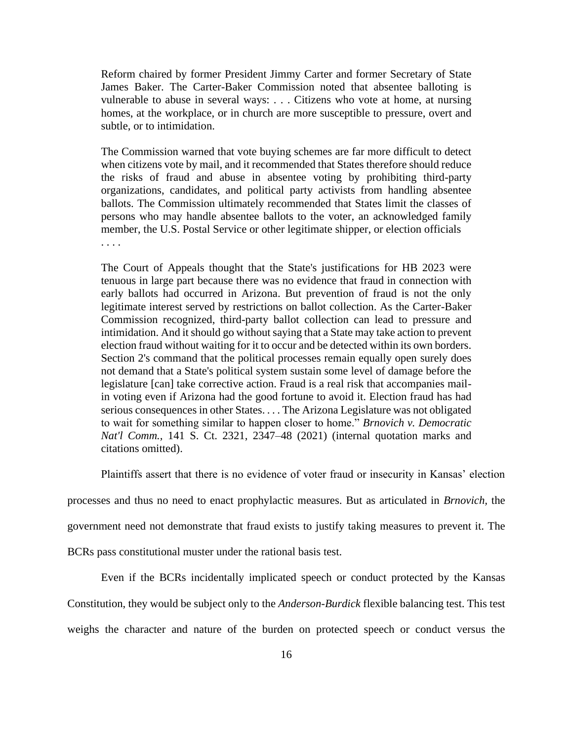> Reform chaired by former President Jimmy Carter and former Secretary of State James Baker. The Carter-Baker Commission noted that absentee balloting is vulnerable to abuse in several ways: . . . Citizens who vote at home, at nursing homes, at the workplace, or in church are more susceptible to pressure, overt and subtle, or to intimidation.
>
> The Commission warned that vote buying schemes are far more difficult to detect when citizens vote by mail, and it recommended that States therefore should reduce the risks of fraud and abuse in absentee voting by prohibiting third-party organizations, candidates, and political party activists from handling absentee ballots. The Commission ultimately recommended that States limit the classes of persons who may handle absentee ballots to the voter, an acknowledged family member, the U.S. Postal Service or other legitimate shipper, or election officials . . . .
>
> The Court of Appeals thought that the State's justifications for HB 2023 were tenuous in large part because there was no evidence that fraud in connection with early ballots had occurred in Arizona. But prevention of fraud is not the only legitimate interest served by restrictions on ballot collection. As the Carter-Baker Commission recognized, third-party ballot collection can lead to pressure and intimidation. And it should go without saying that a State may take action to prevent election fraud without waiting for it to occur and be detected within its own borders. Section 2's command that the political processes remain equally open surely does not demand that a State's political system sustain some level of damage before the legislature [can] take corrective action. Fraud is a real risk that accompanies mail-in voting even if Arizona had the good fortune to avoid it. Election fraud has had serious consequences in other States. . . . The Arizona Legislature was not obligated to wait for something similar to happen closer to home." *Brnovich v. Democratic Nat'l Comm.*, 141 S. Ct. 2321, 2347–48 (2021) (internal quotation marks and citations omitted).

Plaintiffs assert that there is no evidence of voter fraud or insecurity in Kansas' election processes and thus no need to enact prophylactic measures. But as articulated in *Brnovich*, the government need not demonstrate that fraud exists to justify taking measures to prevent it. The BCRs pass constitutional muster under the rational basis test.

Even if the BCRs incidentally implicated speech or conduct protected by the Kansas Constitution, they would be subject only to the *Anderson-Burdick* flexible balancing test. This test weighs the character and nature of the burden on protected speech or conduct versus the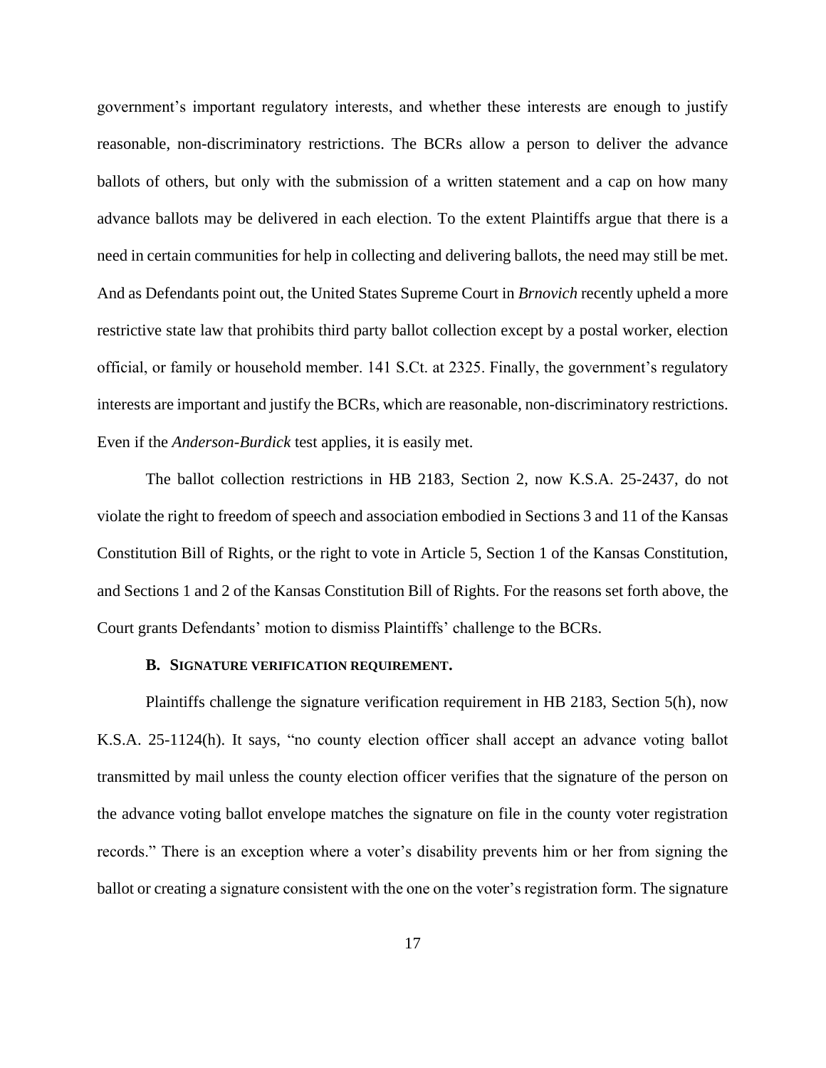government's important regulatory interests, and whether these interests are enough to justify reasonable, non-discriminatory restrictions. The BCRs allow a person to deliver the advance ballots of others, but only with the submission of a written statement and a cap on how many advance ballots may be delivered in each election. To the extent Plaintiffs argue that there is a need in certain communities for help in collecting and delivering ballots, the need may still be met. And as Defendants point out, the United States Supreme Court in *Brnovich* recently upheld a more restrictive state law that prohibits third party ballot collection except by a postal worker, election official, or family or household member. 141 S.Ct. at 2325. Finally, the government's regulatory interests are important and justify the BCRs, which are reasonable, non-discriminatory restrictions. Even if the *Anderson-Burdick* test applies, it is easily met.

The ballot collection restrictions in HB 2183, Section 2, now K.S.A. 25-2437, do not violate the right to freedom of speech and association embodied in Sections 3 and 11 of the Kansas Constitution Bill of Rights, or the right to vote in Article 5, Section 1 of the Kansas Constitution, and Sections 1 and 2 of the Kansas Constitution Bill of Rights. For the reasons set forth above, the Court grants Defendants' motion to dismiss Plaintiffs' challenge to the BCRs.

### B. SIGNATURE VERIFICATION REQUIREMENT.

Plaintiffs challenge the signature verification requirement in HB 2183, Section 5(h), now K.S.A. 25-1124(h). It says, "no county election officer shall accept an advance voting ballot transmitted by mail unless the county election officer verifies that the signature of the person on the advance voting ballot envelope matches the signature on file in the county voter registration records." There is an exception where a voter's disability prevents him or her from signing the ballot or creating a signature consistent with the one on the voter's registration form. The signature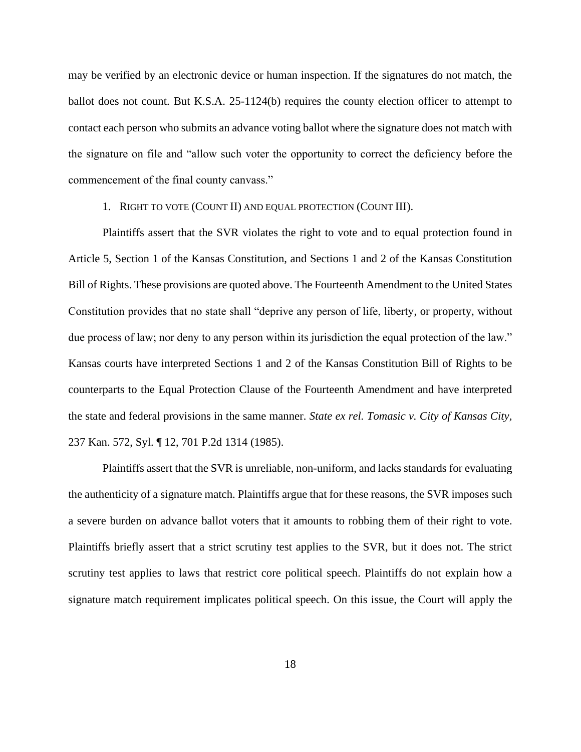may be verified by an electronic device or human inspection. If the signatures do not match, the ballot does not count. But K.S.A. 25-1124(b) requires the county election officer to attempt to contact each person who submits an advance voting ballot where the signature does not match with the signature on file and "allow such voter the opportunity to correct the deficiency before the commencement of the final county canvass."

1. RIGHT TO VOTE (COUNT II) AND EQUAL PROTECTION (COUNT III).

Plaintiffs assert that the SVR violates the right to vote and to equal protection found in Article 5, Section 1 of the Kansas Constitution, and Sections 1 and 2 of the Kansas Constitution Bill of Rights. These provisions are quoted above. The Fourteenth Amendment to the United States Constitution provides that no state shall "deprive any person of life, liberty, or property, without due process of law; nor deny to any person within its jurisdiction the equal protection of the law." Kansas courts have interpreted Sections 1 and 2 of the Kansas Constitution Bill of Rights to be counterparts to the Equal Protection Clause of the Fourteenth Amendment and have interpreted the state and federal provisions in the same manner. *State ex rel. Tomasic v. City of Kansas City*, 237 Kan. 572, Syl. ¶ 12, 701 P.2d 1314 (1985).

Plaintiffs assert that the SVR is unreliable, non-uniform, and lacks standards for evaluating the authenticity of a signature match. Plaintiffs argue that for these reasons, the SVR imposes such a severe burden on advance ballot voters that it amounts to robbing them of their right to vote. Plaintiffs briefly assert that a strict scrutiny test applies to the SVR, but it does not. The strict scrutiny test applies to laws that restrict core political speech. Plaintiffs do not explain how a signature match requirement implicates political speech. On this issue, the Court will apply the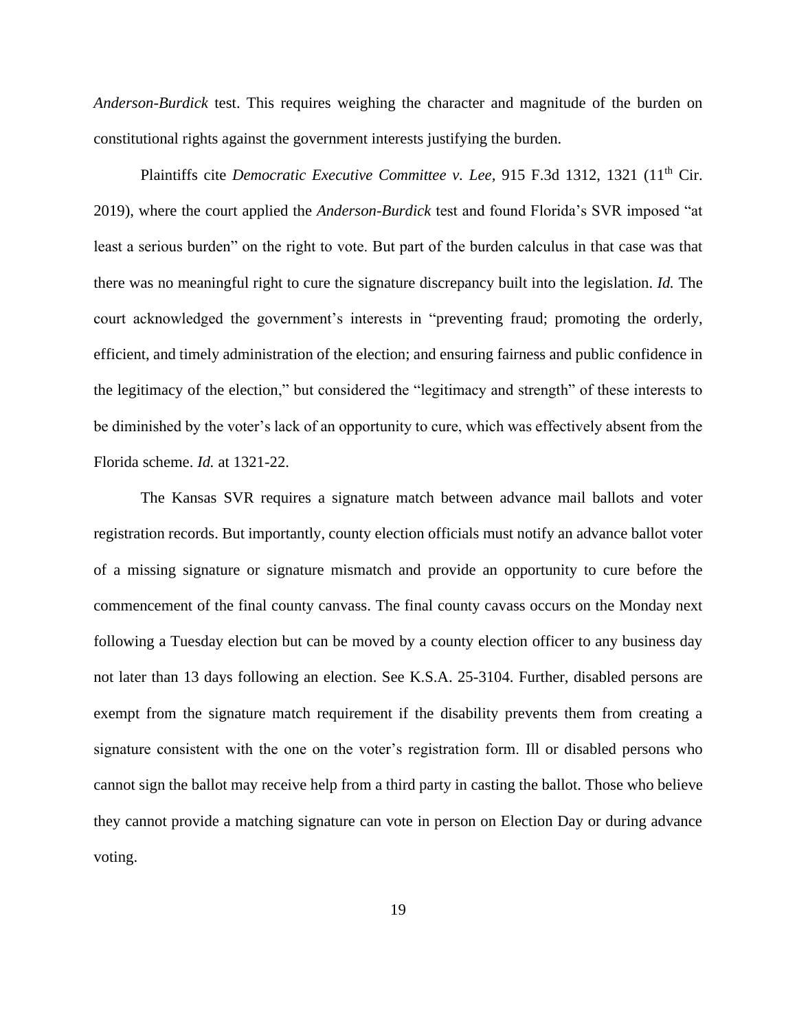*Anderson-Burdick* test. This requires weighing the character and magnitude of the burden on constitutional rights against the government interests justifying the burden.

Plaintiffs cite *Democratic Executive Committee v. Lee*, 915 F.3d 1312, 1321 (11th Cir. 2019), where the court applied the *Anderson-Burdick* test and found Florida's SVR imposed "at least a serious burden" on the right to vote. But part of the burden calculus in that case was that there was no meaningful right to cure the signature discrepancy built into the legislation. *Id.* The court acknowledged the government's interests in "preventing fraud; promoting the orderly, efficient, and timely administration of the election; and ensuring fairness and public confidence in the legitimacy of the election," but considered the "legitimacy and strength" of these interests to be diminished by the voter's lack of an opportunity to cure, which was effectively absent from the Florida scheme. *Id.* at 1321-22.

The Kansas SVR requires a signature match between advance mail ballots and voter registration records. But importantly, county election officials must notify an advance ballot voter of a missing signature or signature mismatch and provide an opportunity to cure before the commencement of the final county canvass. The final county cavass occurs on the Monday next following a Tuesday election but can be moved by a county election officer to any business day not later than 13 days following an election. See K.S.A. 25-3104. Further, disabled persons are exempt from the signature match requirement if the disability prevents them from creating a signature consistent with the one on the voter's registration form. Ill or disabled persons who cannot sign the ballot may receive help from a third party in casting the ballot. Those who believe they cannot provide a matching signature can vote in person on Election Day or during advance voting.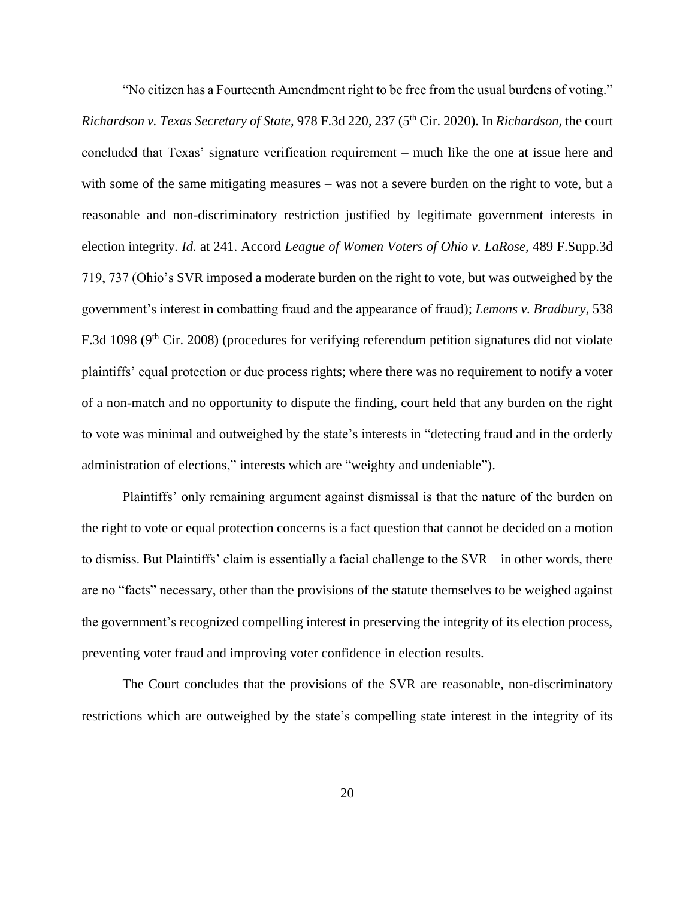"No citizen has a Fourteenth Amendment right to be free from the usual burdens of voting." *Richardson v. Texas Secretary of State,* 978 F.3d 220, 237 (5th Cir. 2020). In *Richardson,* the court concluded that Texas' signature verification requirement – much like the one at issue here and with some of the same mitigating measures – was not a severe burden on the right to vote, but a reasonable and non-discriminatory restriction justified by legitimate government interests in election integrity. *Id.* at 241. Accord *League of Women Voters of Ohio v. LaRose,* 489 F.Supp.3d 719, 737 (Ohio's SVR imposed a moderate burden on the right to vote, but was outweighed by the government's interest in combatting fraud and the appearance of fraud); *Lemons v. Bradbury,* 538 F.3d 1098 (9th Cir. 2008) (procedures for verifying referendum petition signatures did not violate plaintiffs' equal protection or due process rights; where there was no requirement to notify a voter of a non-match and no opportunity to dispute the finding, court held that any burden on the right to vote was minimal and outweighed by the state's interests in "detecting fraud and in the orderly administration of elections," interests which are "weighty and undeniable").

Plaintiffs' only remaining argument against dismissal is that the nature of the burden on the right to vote or equal protection concerns is a fact question that cannot be decided on a motion to dismiss. But Plaintiffs' claim is essentially a facial challenge to the SVR – in other words, there are no "facts" necessary, other than the provisions of the statute themselves to be weighed against the government's recognized compelling interest in preserving the integrity of its election process, preventing voter fraud and improving voter confidence in election results.

The Court concludes that the provisions of the SVR are reasonable, non-discriminatory restrictions which are outweighed by the state's compelling state interest in the integrity of its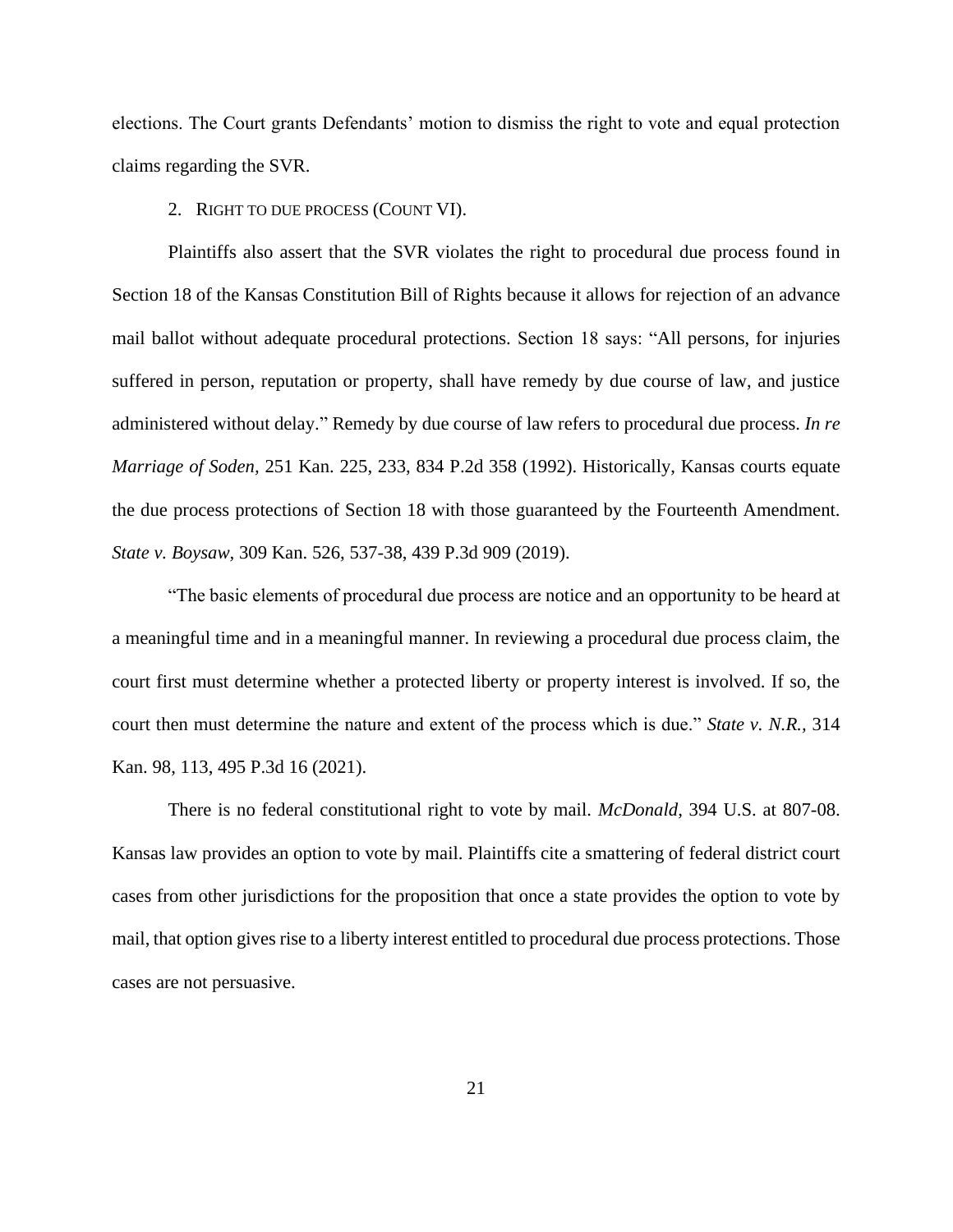elections. The Court grants Defendants' motion to dismiss the right to vote and equal protection claims regarding the SVR.

2. RIGHT TO DUE PROCESS (COUNT VI).

Plaintiffs also assert that the SVR violates the right to procedural due process found in Section 18 of the Kansas Constitution Bill of Rights because it allows for rejection of an advance mail ballot without adequate procedural protections. Section 18 says: "All persons, for injuries suffered in person, reputation or property, shall have remedy by due course of law, and justice administered without delay." Remedy by due course of law refers to procedural due process. *In re Marriage of Soden*, 251 Kan. 225, 233, 834 P.2d 358 (1992). Historically, Kansas courts equate the due process protections of Section 18 with those guaranteed by the Fourteenth Amendment. *State v. Boysaw*, 309 Kan. 526, 537-38, 439 P.3d 909 (2019).

"The basic elements of procedural due process are notice and an opportunity to be heard at a meaningful time and in a meaningful manner. In reviewing a procedural due process claim, the court first must determine whether a protected liberty or property interest is involved. If so, the court then must determine the nature and extent of the process which is due." *State v. N.R.*, 314 Kan. 98, 113, 495 P.3d 16 (2021).

There is no federal constitutional right to vote by mail. *McDonald*, 394 U.S. at 807-08. Kansas law provides an option to vote by mail. Plaintiffs cite a smattering of federal district court cases from other jurisdictions for the proposition that once a state provides the option to vote by mail, that option gives rise to a liberty interest entitled to procedural due process protections. Those cases are not persuasive.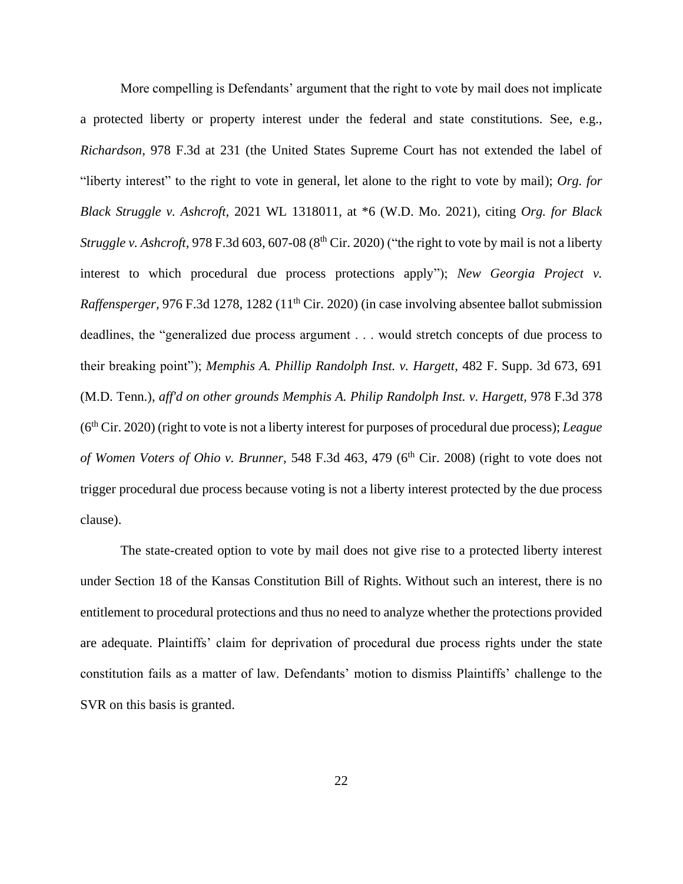More compelling is Defendants' argument that the right to vote by mail does not implicate a protected liberty or property interest under the federal and state constitutions. See, e.g., *Richardson*, 978 F.3d at 231 (the United States Supreme Court has not extended the label of "liberty interest" to the right to vote in general, let alone to the right to vote by mail); *Org. for Black Struggle v. Ashcroft*, 2021 WL 1318011, at *6 (W.D. Mo. 2021), citing *Org. for Black Struggle v. Ashcroft*, 978 F.3d 603, 607-08 (8th Cir. 2020) ("the right to vote by mail is not a liberty interest to which procedural due process protections apply"); *New Georgia Project v. Raffensperger*, 976 F.3d 1278, 1282 (11th Cir. 2020) (in case involving absentee ballot submission deadlines, the "generalized due process argument . . . would stretch concepts of due process to their breaking point"); *Memphis A. Phillip Randolph Inst. v. Hargett*, 482 F. Supp. 3d 673, 691 (M.D. Tenn.), *aff'd on other grounds Memphis A. Philip Randolph Inst. v. Hargett*, 978 F.3d 378 (6th Cir. 2020) (right to vote is not a liberty interest for purposes of procedural due process); *League of Women Voters of Ohio v. Brunner*, 548 F.3d 463, 479 (6th Cir. 2008) (right to vote does not trigger procedural due process because voting is not a liberty interest protected by the due process clause).

The state-created option to vote by mail does not give rise to a protected liberty interest under Section 18 of the Kansas Constitution Bill of Rights. Without such an interest, there is no entitlement to procedural protections and thus no need to analyze whether the protections provided are adequate. Plaintiffs' claim for deprivation of procedural due process rights under the state constitution fails as a matter of law. Defendants' motion to dismiss Plaintiffs' challenge to the SVR on this basis is granted.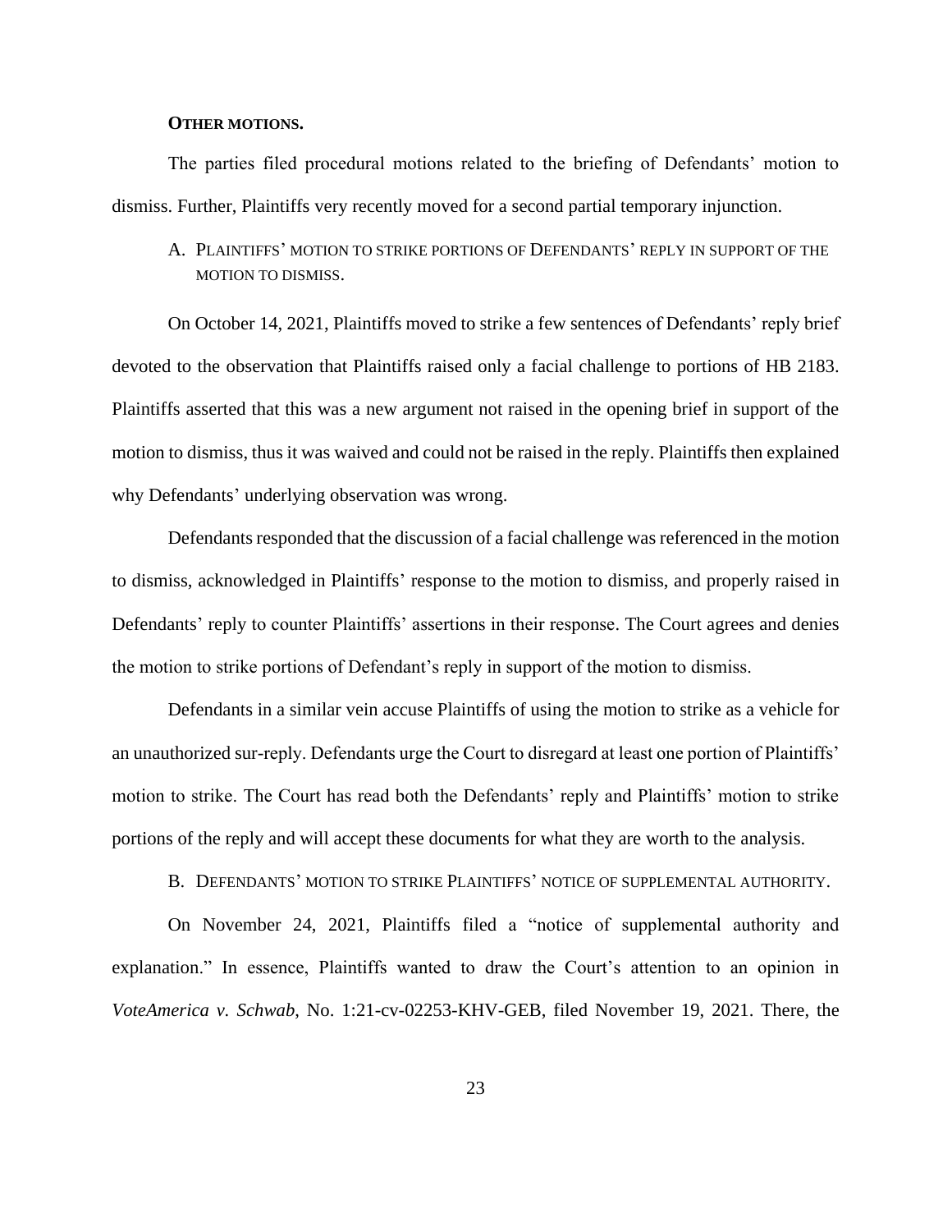**OTHER MOTIONS.**

The parties filed procedural motions related to the briefing of Defendants' motion to dismiss. Further, Plaintiffs very recently moved for a second partial temporary injunction.

A. PLAINTIFFS' MOTION TO STRIKE PORTIONS OF DEFENDANTS' REPLY IN SUPPORT OF THE MOTION TO DISMISS.

On October 14, 2021, Plaintiffs moved to strike a few sentences of Defendants' reply brief devoted to the observation that Plaintiffs raised only a facial challenge to portions of HB 2183. Plaintiffs asserted that this was a new argument not raised in the opening brief in support of the motion to dismiss, thus it was waived and could not be raised in the reply. Plaintiffs then explained why Defendants' underlying observation was wrong.

Defendants responded that the discussion of a facial challenge was referenced in the motion to dismiss, acknowledged in Plaintiffs' response to the motion to dismiss, and properly raised in Defendants' reply to counter Plaintiffs' assertions in their response. The Court agrees and denies the motion to strike portions of Defendant's reply in support of the motion to dismiss.

Defendants in a similar vein accuse Plaintiffs of using the motion to strike as a vehicle for an unauthorized sur-reply. Defendants urge the Court to disregard at least one portion of Plaintiffs' motion to strike. The Court has read both the Defendants' reply and Plaintiffs' motion to strike portions of the reply and will accept these documents for what they are worth to the analysis.

B. DEFENDANTS' MOTION TO STRIKE PLAINTIFFS' NOTICE OF SUPPLEMENTAL AUTHORITY.

On November 24, 2021, Plaintiffs filed a "notice of supplemental authority and explanation." In essence, Plaintiffs wanted to draw the Court's attention to an opinion in *VoteAmerica v. Schwab*, No. 1:21-cv-02253-KHV-GEB, filed November 19, 2021. There, the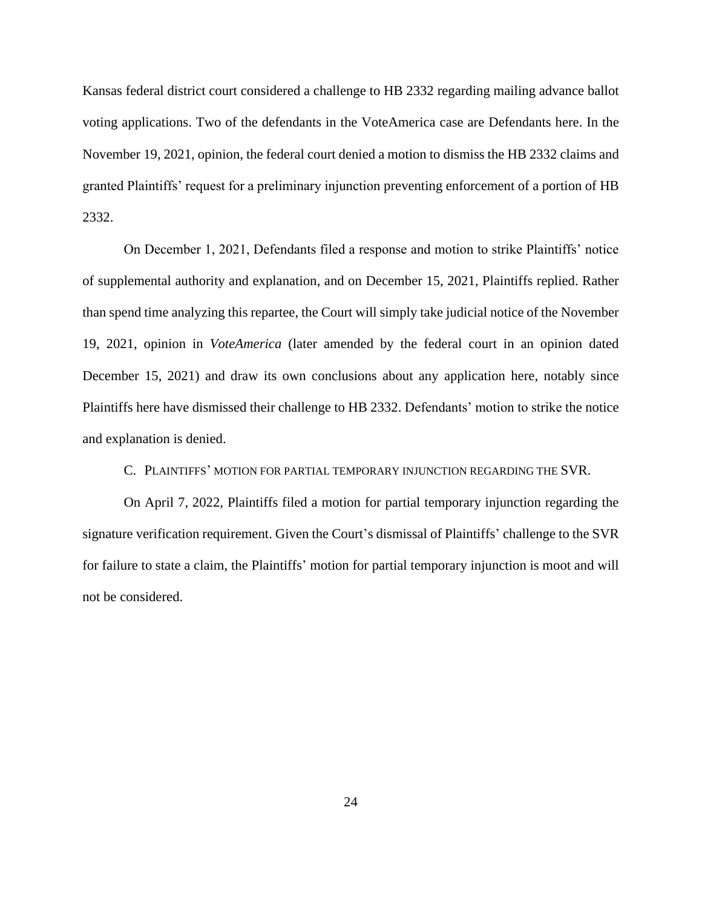Kansas federal district court considered a challenge to HB 2332 regarding mailing advance ballot voting applications. Two of the defendants in the VoteAmerica case are Defendants here. In the November 19, 2021, opinion, the federal court denied a motion to dismiss the HB 2332 claims and granted Plaintiffs' request for a preliminary injunction preventing enforcement of a portion of HB 2332.

On December 1, 2021, Defendants filed a response and motion to strike Plaintiffs' notice of supplemental authority and explanation, and on December 15, 2021, Plaintiffs replied. Rather than spend time analyzing this repartee, the Court will simply take judicial notice of the November 19, 2021, opinion in *VoteAmerica* (later amended by the federal court in an opinion dated December 15, 2021) and draw its own conclusions about any application here, notably since Plaintiffs here have dismissed their challenge to HB 2332. Defendants' motion to strike the notice and explanation is denied.

### C. PLAINTIFFS' MOTION FOR PARTIAL TEMPORARY INJUNCTION REGARDING THE SVR.

On April 7, 2022, Plaintiffs filed a motion for partial temporary injunction regarding the signature verification requirement. Given the Court's dismissal of Plaintiffs' challenge to the SVR for failure to state a claim, the Plaintiffs' motion for partial temporary injunction is moot and will not be considered.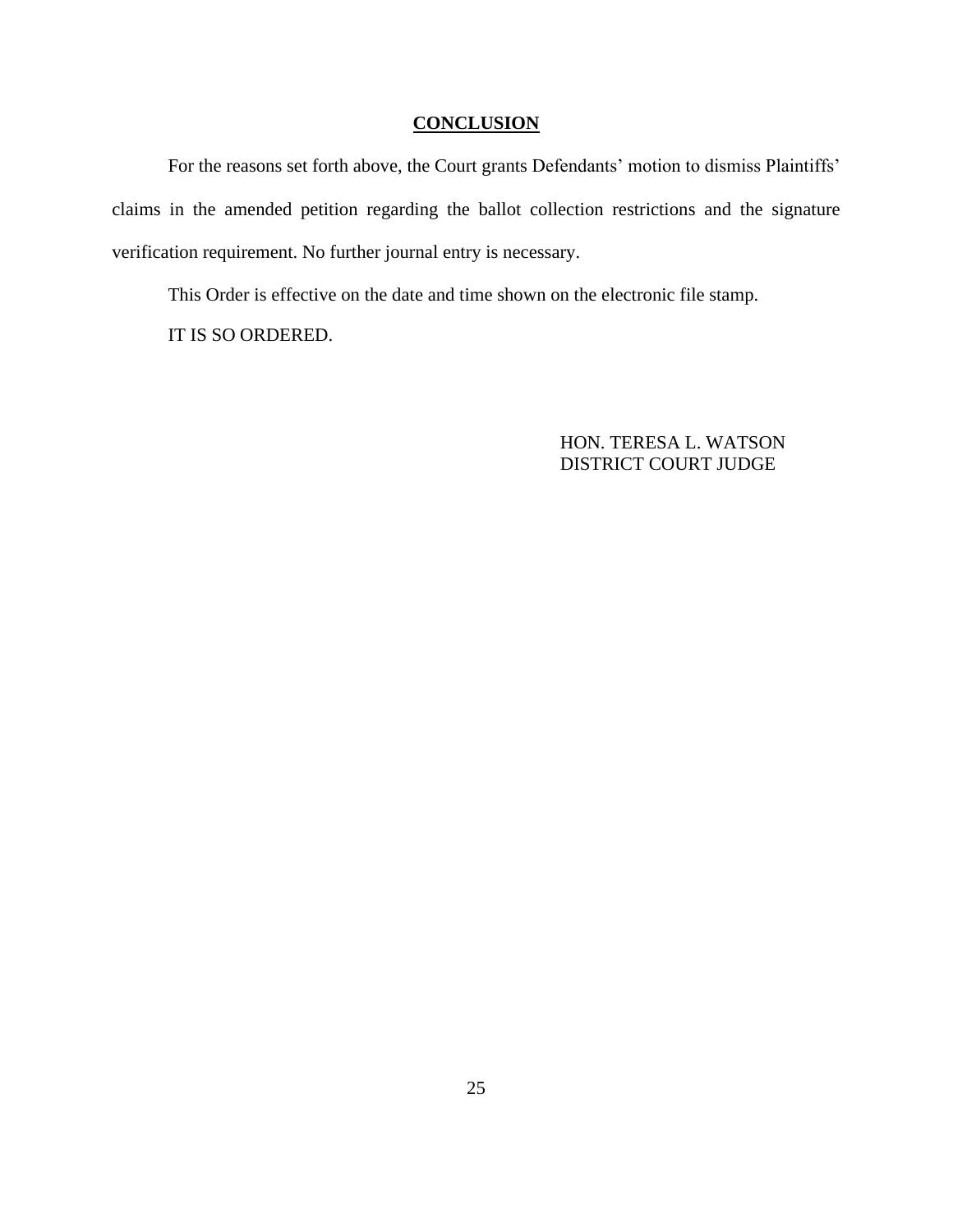## CONCLUSION

For the reasons set forth above, the Court grants Defendants' motion to dismiss Plaintiffs' claims in the amended petition regarding the ballot collection restrictions and the signature verification requirement. No further journal entry is necessary.

This Order is effective on the date and time shown on the electronic file stamp.

IT IS SO ORDERED.

HON. TERESA L. WATSON
DISTRICT COURT JUDGE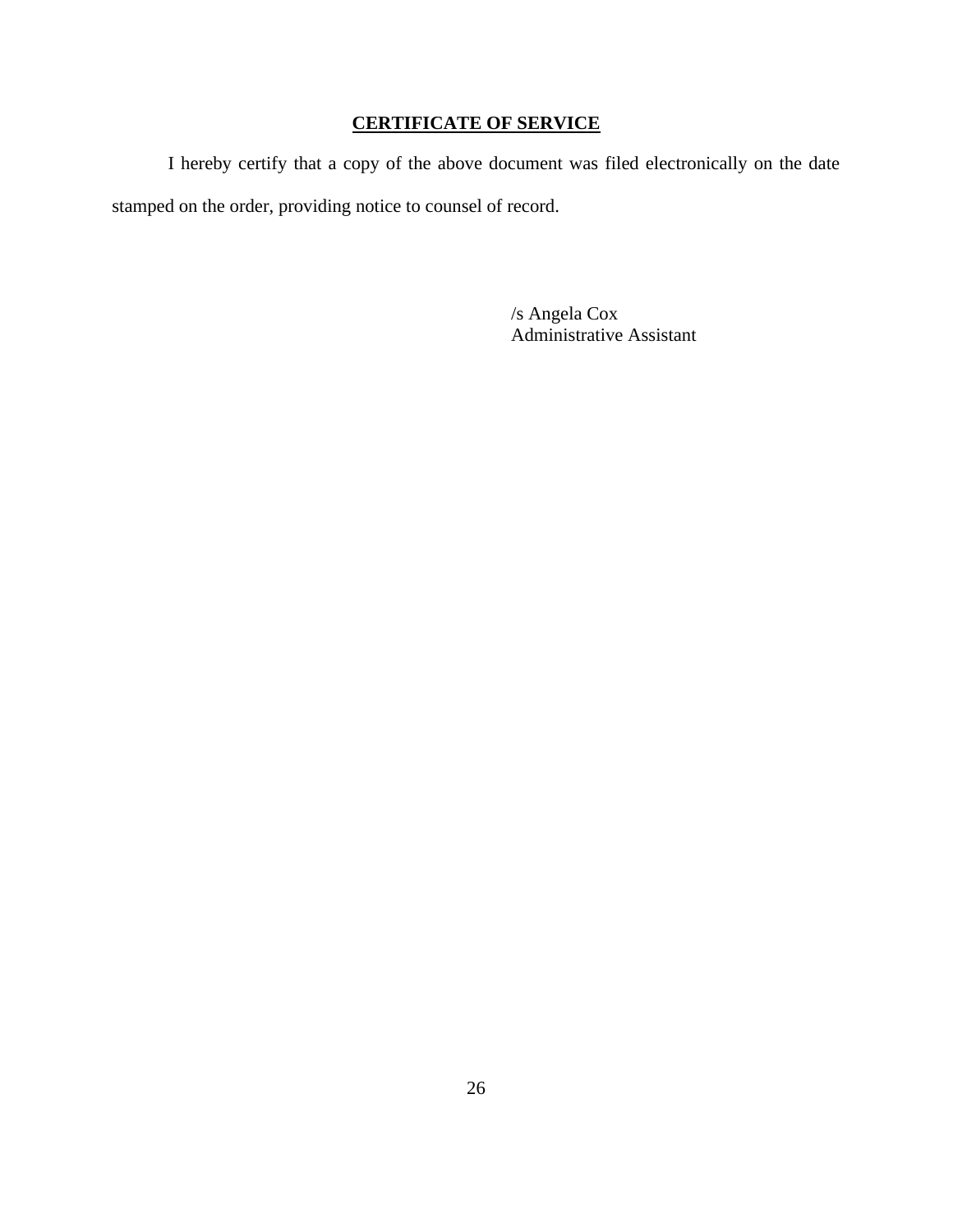## CERTIFICATE OF SERVICE

I hereby certify that a copy of the above document was filed electronically on the date stamped on the order, providing notice to counsel of record.

/s Angela Cox
Administrative Assistant